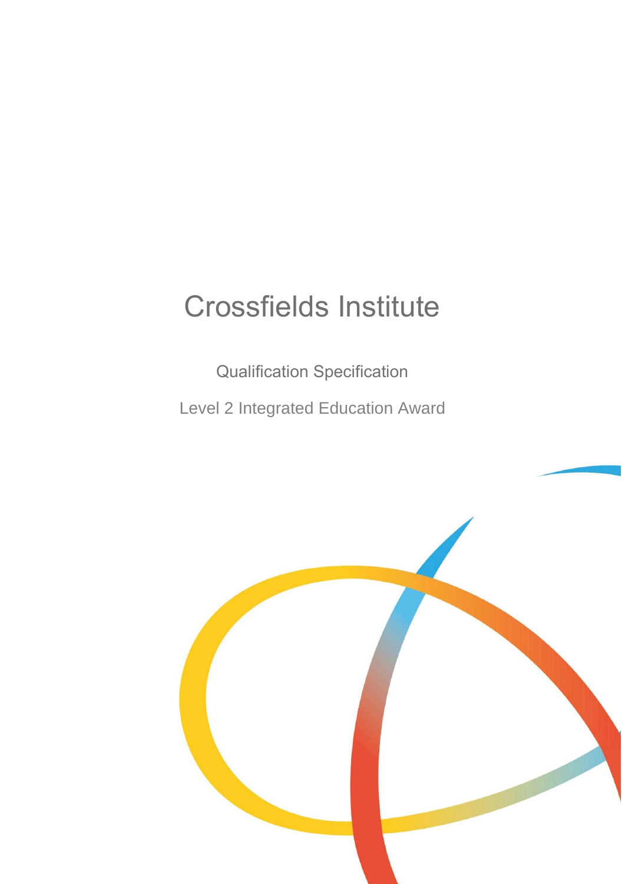# Crossfields Institute

## Qualification Specification

### Level 2 Integrated Education Award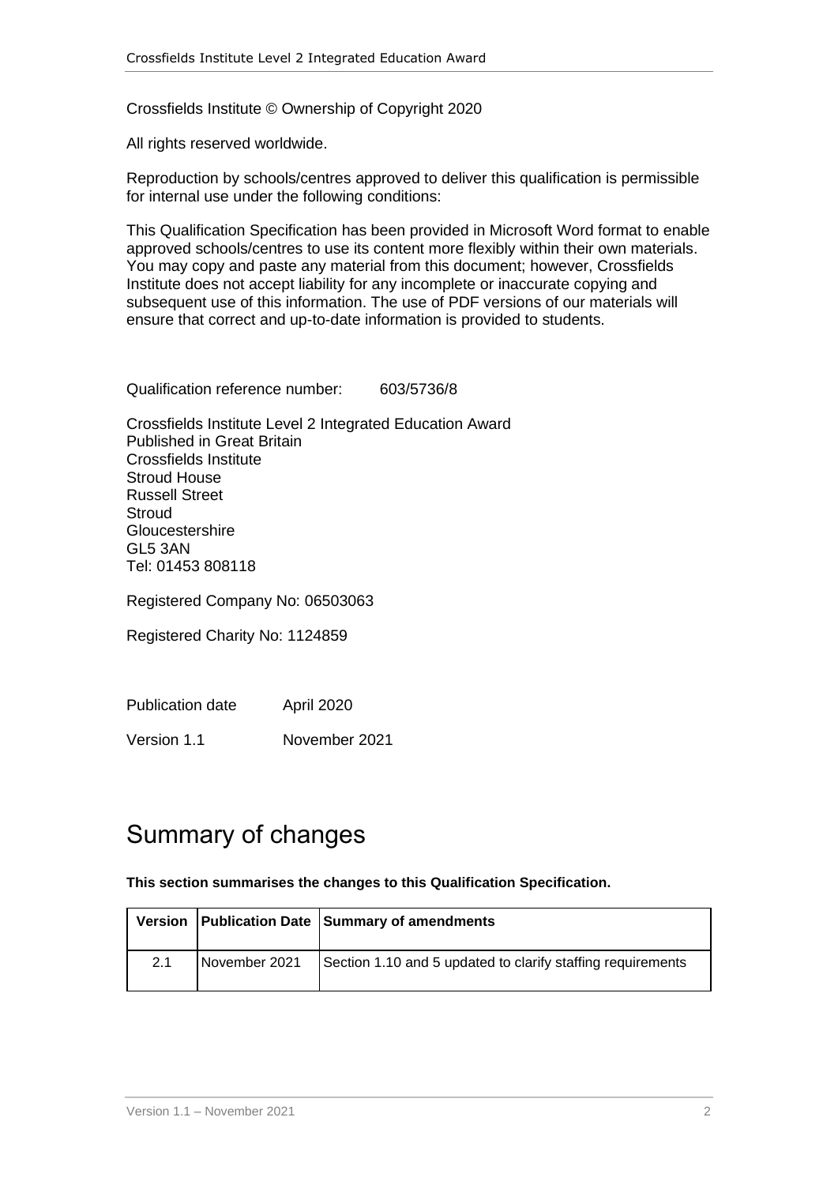Crossfields Institute © Ownership of Copyright 2020

All rights reserved worldwide.

Reproduction by schools/centres approved to deliver this qualification is permissible for internal use under the following conditions:

This Qualification Specification has been provided in Microsoft Word format to enable approved schools/centres to use its content more flexibly within their own materials. You may copy and paste any material from this document; however, Crossfields Institute does not accept liability for any incomplete or inaccurate copying and subsequent use of this information. The use of PDF versions of our materials will ensure that correct and up-to-date information is provided to students.

Qualification reference number: 603/5736/8

Crossfields Institute Level 2 Integrated Education Award
Published in Great Britain
Crossfields Institute
Stroud House
Russell Street
Stroud
Gloucestershire
GL5 3AN
Tel: 01453 808118

Registered Company No: 06503063

Registered Charity No: 1124859

Publication date April 2020

Version 1.1 November 2021

# Summary of changes

**This section summarises the changes to this Qualification Specification.**

| Version | Publication Date | Summary of amendments |
|---|---|---|
| 2.1 | November 2021 | Section 1.10 and 5 updated to clarify staffing requirements |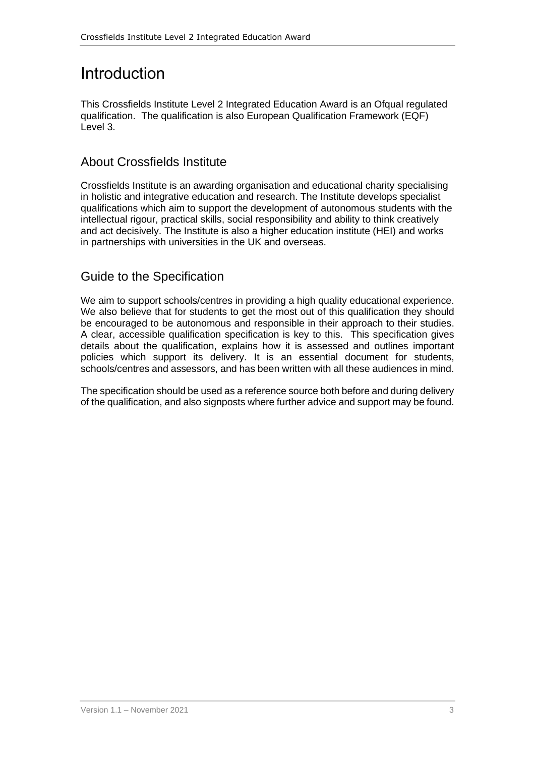# Introduction

This Crossfields Institute Level 2 Integrated Education Award is an Ofqual regulated qualification. The qualification is also European Qualification Framework (EQF) Level 3.

## About Crossfields Institute

Crossfields Institute is an awarding organisation and educational charity specialising in holistic and integrative education and research. The Institute develops specialist qualifications which aim to support the development of autonomous students with the intellectual rigour, practical skills, social responsibility and ability to think creatively and act decisively. The Institute is also a higher education institute (HEI) and works in partnerships with universities in the UK and overseas.

## Guide to the Specification

We aim to support schools/centres in providing a high quality educational experience. We also believe that for students to get the most out of this qualification they should be encouraged to be autonomous and responsible in their approach to their studies. A clear, accessible qualification specification is key to this. This specification gives details about the qualification, explains how it is assessed and outlines important policies which support its delivery. It is an essential document for students, schools/centres and assessors, and has been written with all these audiences in mind.

The specification should be used as a reference source both before and during delivery of the qualification, and also signposts where further advice and support may be found.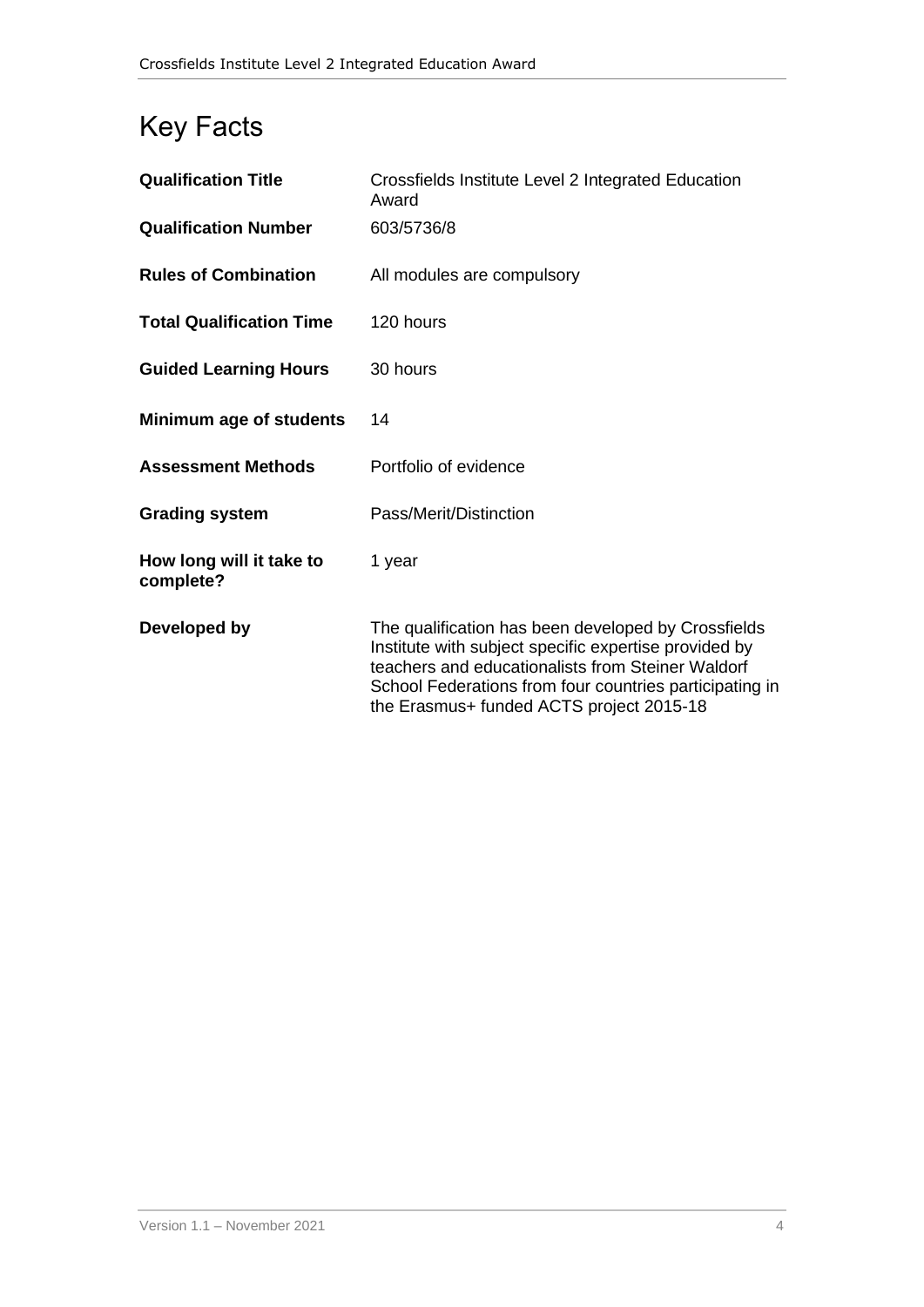# Key Facts

| | |
|---|---|
| **Qualification Title** | Crossfields Institute Level 2 Integrated Education Award |
| **Qualification Number** | 603/5736/8 |
| **Rules of Combination** | All modules are compulsory |
| **Total Qualification Time** | 120 hours |
| **Guided Learning Hours** | 30 hours |
| **Minimum age of students** | 14 |
| **Assessment Methods** | Portfolio of evidence |
| **Grading system** | Pass/Merit/Distinction |
| **How long will it take to complete?** | 1 year |
| **Developed by** | The qualification has been developed by Crossfields Institute with subject specific expertise provided by teachers and educationalists from Steiner Waldorf School Federations from four countries participating in the Erasmus+ funded ACTS project 2015-18 |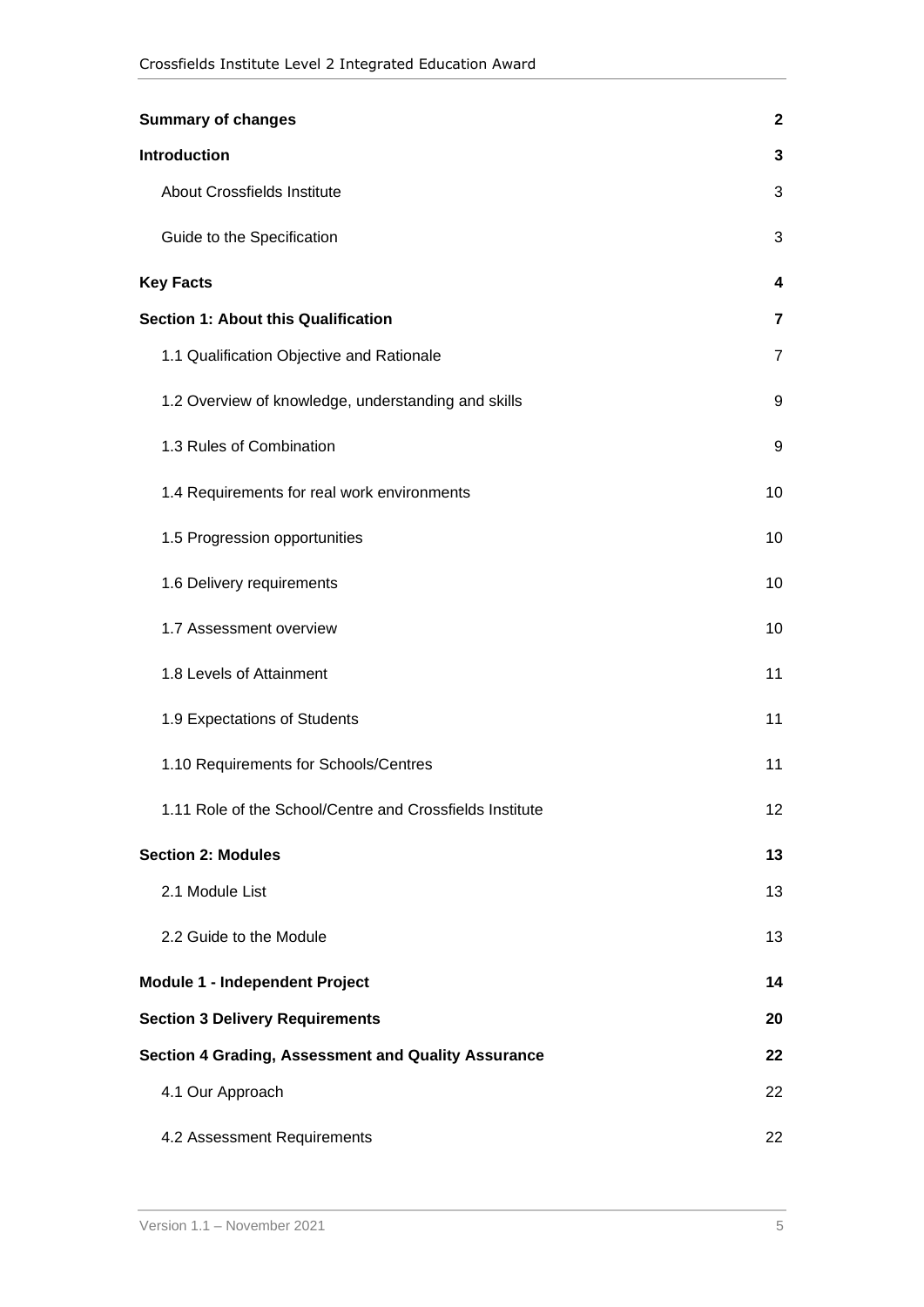| | |
|---|---|
| **Summary of changes** | **2** |
| **Introduction** | **3** |
| About Crossfields Institute | 3 |
| Guide to the Specification | 3 |
| **Key Facts** | **4** |
| **Section 1: About this Qualification** | **7** |
| 1.1 Qualification Objective and Rationale | 7 |
| 1.2 Overview of knowledge, understanding and skills | 9 |
| 1.3 Rules of Combination | 9 |
| 1.4 Requirements for real work environments | 10 |
| 1.5 Progression opportunities | 10 |
| 1.6 Delivery requirements | 10 |
| 1.7 Assessment overview | 10 |
| 1.8 Levels of Attainment | 11 |
| 1.9 Expectations of Students | 11 |
| 1.10 Requirements for Schools/Centres | 11 |
| 1.11 Role of the School/Centre and Crossfields Institute | 12 |
| **Section 2: Modules** | **13** |
| 2.1 Module List | 13 |
| 2.2 Guide to the Module | 13 |
| **Module 1 - Independent Project** | **14** |
| **Section 3 Delivery Requirements** | **20** |
| **Section 4 Grading, Assessment and Quality Assurance** | **22** |
| 4.1 Our Approach | 22 |
| 4.2 Assessment Requirements | 22 |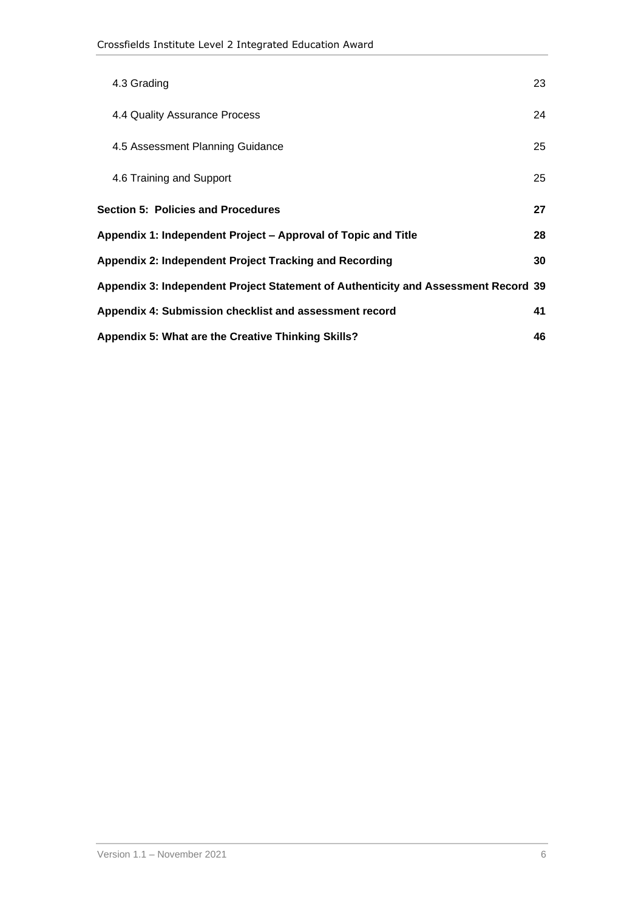| | |
|---|---|
| 4.3 Grading | 23 |
| 4.4 Quality Assurance Process | 24 |
| 4.5 Assessment Planning Guidance | 25 |
| 4.6 Training and Support | 25 |
| **Section 5: Policies and Procedures** | **27** |
| **Appendix 1: Independent Project – Approval of Topic and Title** | **28** |
| **Appendix 2: Independent Project Tracking and Recording** | **30** |
| **Appendix 3: Independent Project Statement of Authenticity and Assessment Record** | **39** |
| **Appendix 4: Submission checklist and assessment record** | **41** |
| **Appendix 5: What are the Creative Thinking Skills?** | **46** |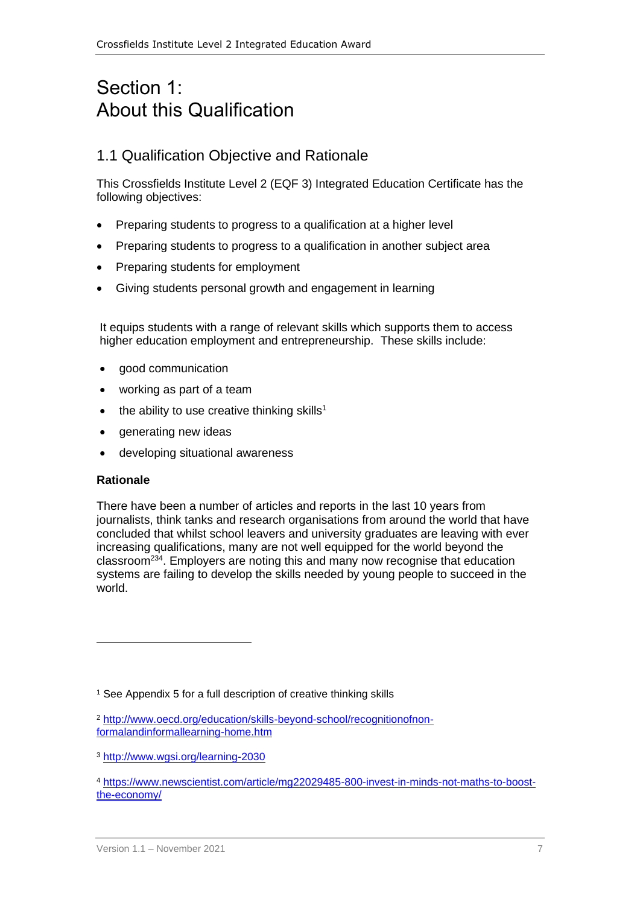# Section 1: About this Qualification

## 1.1 Qualification Objective and Rationale

This Crossfields Institute Level 2 (EQF 3) Integrated Education Certificate has the following objectives:

- Preparing students to progress to a qualification at a higher level
- Preparing students to progress to a qualification in another subject area
- Preparing students for employment
- Giving students personal growth and engagement in learning

It equips students with a range of relevant skills which supports them to access higher education employment and entrepreneurship. These skills include:

- good communication
- working as part of a team
- the ability to use creative thinking skills[1]
- generating new ideas
- developing situational awareness

**Rationale**

There have been a number of articles and reports in the last 10 years from journalists, think tanks and research organisations from around the world that have concluded that whilst school leavers and university graduates are leaving with ever increasing qualifications, many are not well equipped for the world beyond the classroom[2][3][4]. Employers are noting this and many now recognise that education systems are failing to develop the skills needed by young people to succeed in the world.

---

[1] See Appendix 5 for a full description of creative thinking skills

[2] http://www.oecd.org/education/skills-beyond-school/recognitionofnon-formalandinformallearning-home.htm

[3] http://www.wgsi.org/learning-2030

[4] https://www.newscientist.com/article/mg22029485-800-invest-in-minds-not-maths-to-boost-the-economy/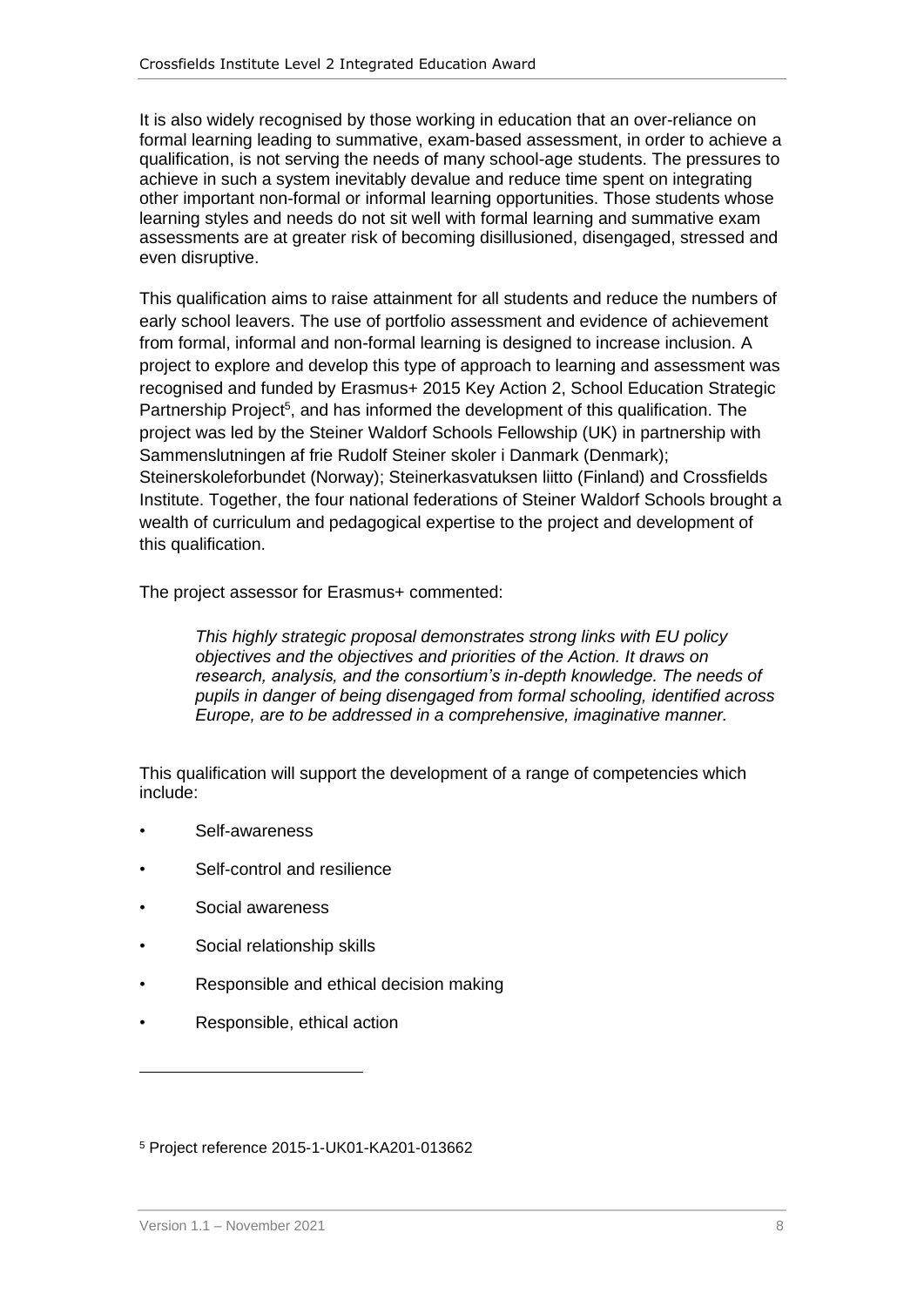It is also widely recognised by those working in education that an over-reliance on formal learning leading to summative, exam-based assessment, in order to achieve a qualification, is not serving the needs of many school-age students. The pressures to achieve in such a system inevitably devalue and reduce time spent on integrating other important non-formal or informal learning opportunities. Those students whose learning styles and needs do not sit well with formal learning and summative exam assessments are at greater risk of becoming disillusioned, disengaged, stressed and even disruptive.

This qualification aims to raise attainment for all students and reduce the numbers of early school leavers. The use of portfolio assessment and evidence of achievement from formal, informal and non-formal learning is designed to increase inclusion. A project to explore and develop this type of approach to learning and assessment was recognised and funded by Erasmus+ 2015 Key Action 2, School Education Strategic Partnership Project[5], and has informed the development of this qualification. The project was led by the Steiner Waldorf Schools Fellowship (UK) in partnership with Sammenslutningen af frie Rudolf Steiner skoler i Danmark (Denmark); Steinerskoleforbundet (Norway); Steinerkasvatuksen liitto (Finland) and Crossfields Institute. Together, the four national federations of Steiner Waldorf Schools brought a wealth of curriculum and pedagogical expertise to the project and development of this qualification.

The project assessor for Erasmus+ commented:

> *This highly strategic proposal demonstrates strong links with EU policy objectives and the objectives and priorities of the Action. It draws on research, analysis, and the consortium's in-depth knowledge. The needs of pupils in danger of being disengaged from formal schooling, identified across Europe, are to be addressed in a comprehensive, imaginative manner.*

This qualification will support the development of a range of competencies which include:

- Self-awareness
- Self-control and resilience
- Social awareness
- Social relationship skills
- Responsible and ethical decision making
- Responsible, ethical action

[5] Project reference 2015-1-UK01-KA201-013662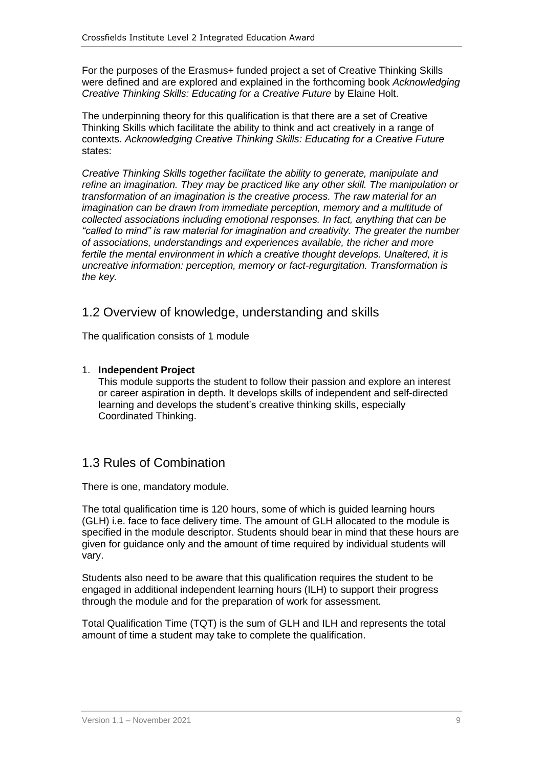For the purposes of the Erasmus+ funded project a set of Creative Thinking Skills were defined and are explored and explained in the forthcoming book *Acknowledging Creative Thinking Skills: Educating for a Creative Future* by Elaine Holt.

The underpinning theory for this qualification is that there are a set of Creative Thinking Skills which facilitate the ability to think and act creatively in a range of contexts. *Acknowledging Creative Thinking Skills: Educating for a Creative Future* states:

*Creative Thinking Skills together facilitate the ability to generate, manipulate and refine an imagination. They may be practiced like any other skill. The manipulation or transformation of an imagination is the creative process. The raw material for an imagination can be drawn from immediate perception, memory and a multitude of collected associations including emotional responses. In fact, anything that can be "called to mind" is raw material for imagination and creativity. The greater the number of associations, understandings and experiences available, the richer and more fertile the mental environment in which a creative thought develops. Unaltered, it is uncreative information: perception, memory or fact-regurgitation. Transformation is the key.*

## 1.2 Overview of knowledge, understanding and skills

The qualification consists of 1 module

1. **Independent Project**
   This module supports the student to follow their passion and explore an interest or career aspiration in depth. It develops skills of independent and self-directed learning and develops the student's creative thinking skills, especially Coordinated Thinking.

## 1.3 Rules of Combination

There is one, mandatory module.

The total qualification time is 120 hours, some of which is guided learning hours (GLH) i.e. face to face delivery time. The amount of GLH allocated to the module is specified in the module descriptor. Students should bear in mind that these hours are given for guidance only and the amount of time required by individual students will vary.

Students also need to be aware that this qualification requires the student to be engaged in additional independent learning hours (ILH) to support their progress through the module and for the preparation of work for assessment.

Total Qualification Time (TQT) is the sum of GLH and ILH and represents the total amount of time a student may take to complete the qualification.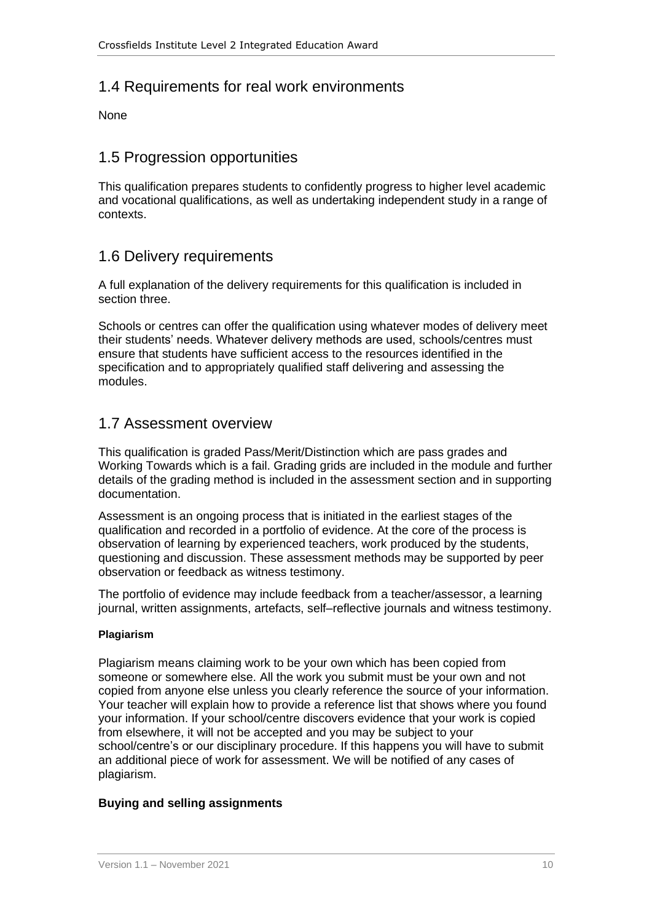## 1.4 Requirements for real work environments

None

## 1.5 Progression opportunities

This qualification prepares students to confidently progress to higher level academic and vocational qualifications, as well as undertaking independent study in a range of contexts.

## 1.6 Delivery requirements

A full explanation of the delivery requirements for this qualification is included in section three.

Schools or centres can offer the qualification using whatever modes of delivery meet their students' needs. Whatever delivery methods are used, schools/centres must ensure that students have sufficient access to the resources identified in the specification and to appropriately qualified staff delivering and assessing the modules.

## 1.7 Assessment overview

This qualification is graded Pass/Merit/Distinction which are pass grades and Working Towards which is a fail. Grading grids are included in the module and further details of the grading method is included in the assessment section and in supporting documentation.

Assessment is an ongoing process that is initiated in the earliest stages of the qualification and recorded in a portfolio of evidence. At the core of the process is observation of learning by experienced teachers, work produced by the students, questioning and discussion. These assessment methods may be supported by peer observation or feedback as witness testimony.

The portfolio of evidence may include feedback from a teacher/assessor, a learning journal, written assignments, artefacts, self–reflective journals and witness testimony.

#### Plagiarism

Plagiarism means claiming work to be your own which has been copied from someone or somewhere else. All the work you submit must be your own and not copied from anyone else unless you clearly reference the source of your information. Your teacher will explain how to provide a reference list that shows where you found your information. If your school/centre discovers evidence that your work is copied from elsewhere, it will not be accepted and you may be subject to your school/centre's or our disciplinary procedure. If this happens you will have to submit an additional piece of work for assessment. We will be notified of any cases of plagiarism.

#### Buying and selling assignments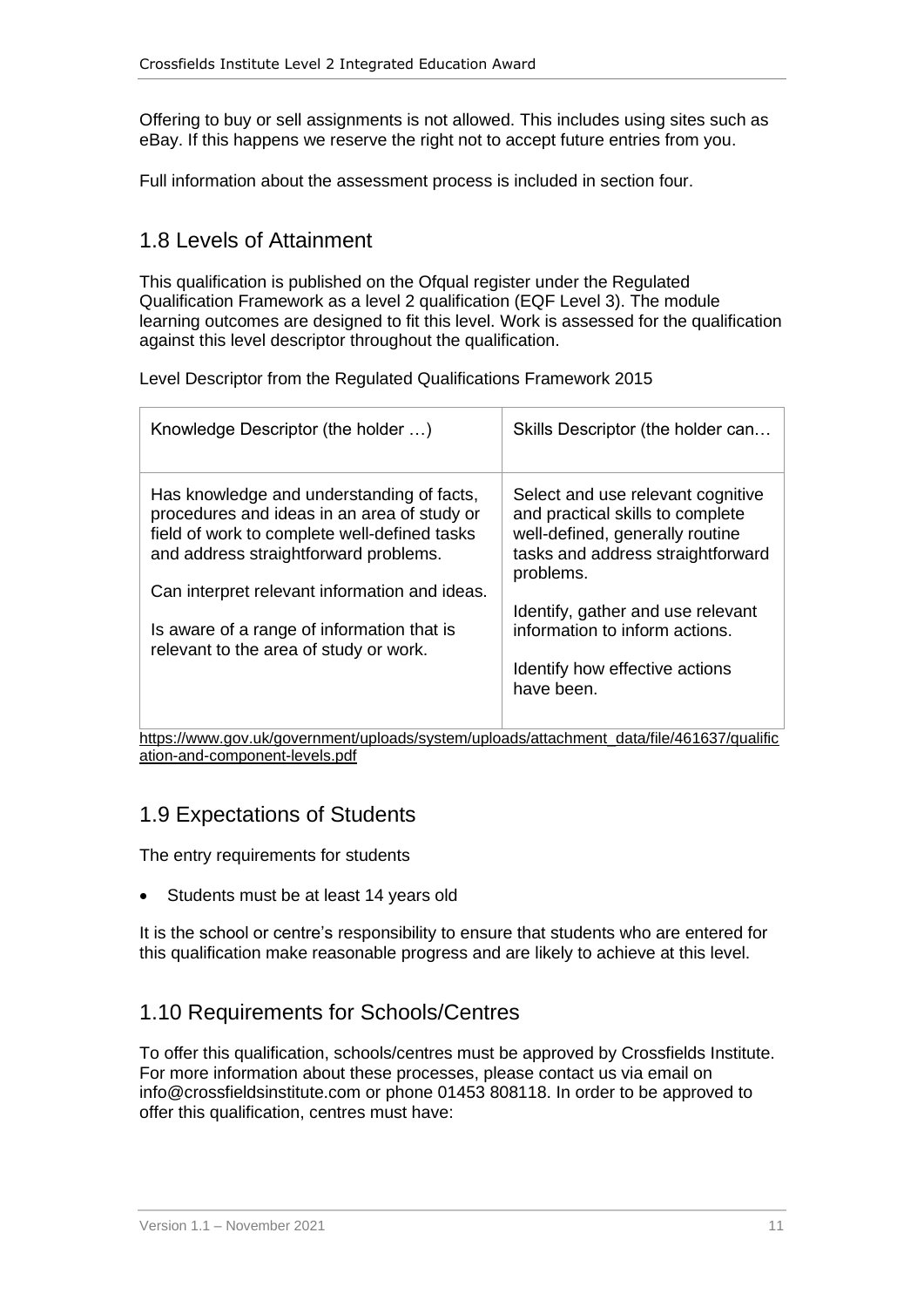Offering to buy or sell assignments is not allowed. This includes using sites such as eBay. If this happens we reserve the right not to accept future entries from you.

Full information about the assessment process is included in section four.

## 1.8 Levels of Attainment

This qualification is published on the Ofqual register under the Regulated Qualification Framework as a level 2 qualification (EQF Level 3). The module learning outcomes are designed to fit this level. Work is assessed for the qualification against this level descriptor throughout the qualification.

Level Descriptor from the Regulated Qualifications Framework 2015

| Knowledge Descriptor (the holder …) | Skills Descriptor (the holder can… |
|---|---|
| Has knowledge and understanding of facts, procedures and ideas in an area of study or field of work to complete well-defined tasks and address straightforward problems.<br><br>Can interpret relevant information and ideas.<br><br>Is aware of a range of information that is relevant to the area of study or work. | Select and use relevant cognitive and practical skills to complete well-defined, generally routine tasks and address straightforward problems.<br><br>Identify, gather and use relevant information to inform actions.<br><br>Identify how effective actions have been. |

https://www.gov.uk/government/uploads/system/uploads/attachment_data/file/461637/qualification-and-component-levels.pdf

## 1.9 Expectations of Students

The entry requirements for students

- Students must be at least 14 years old

It is the school or centre's responsibility to ensure that students who are entered for this qualification make reasonable progress and are likely to achieve at this level.

## 1.10 Requirements for Schools/Centres

To offer this qualification, schools/centres must be approved by Crossfields Institute. For more information about these processes, please contact us via email on info@crossfieldsinstitute.com or phone 01453 808118. In order to be approved to offer this qualification, centres must have: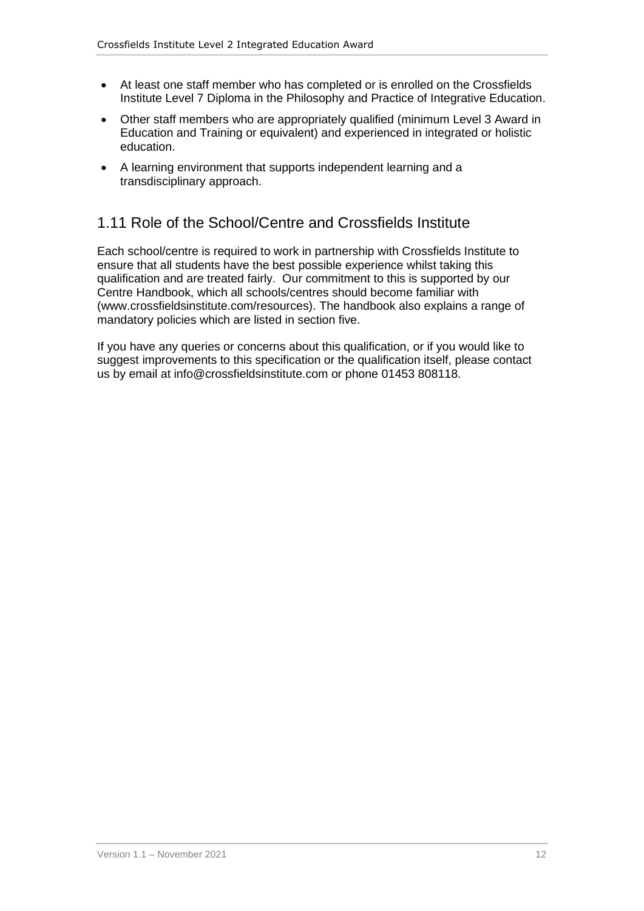- At least one staff member who has completed or is enrolled on the Crossfields Institute Level 7 Diploma in the Philosophy and Practice of Integrative Education.
- Other staff members who are appropriately qualified (minimum Level 3 Award in Education and Training or equivalent) and experienced in integrated or holistic education.
- A learning environment that supports independent learning and a transdisciplinary approach.

## 1.11 Role of the School/Centre and Crossfields Institute

Each school/centre is required to work in partnership with Crossfields Institute to ensure that all students have the best possible experience whilst taking this qualification and are treated fairly. Our commitment to this is supported by our Centre Handbook, which all schools/centres should become familiar with (www.crossfieldsinstitute.com/resources). The handbook also explains a range of mandatory policies which are listed in section five.

If you have any queries or concerns about this qualification, or if you would like to suggest improvements to this specification or the qualification itself, please contact us by email at info@crossfieldsinstitute.com or phone 01453 808118.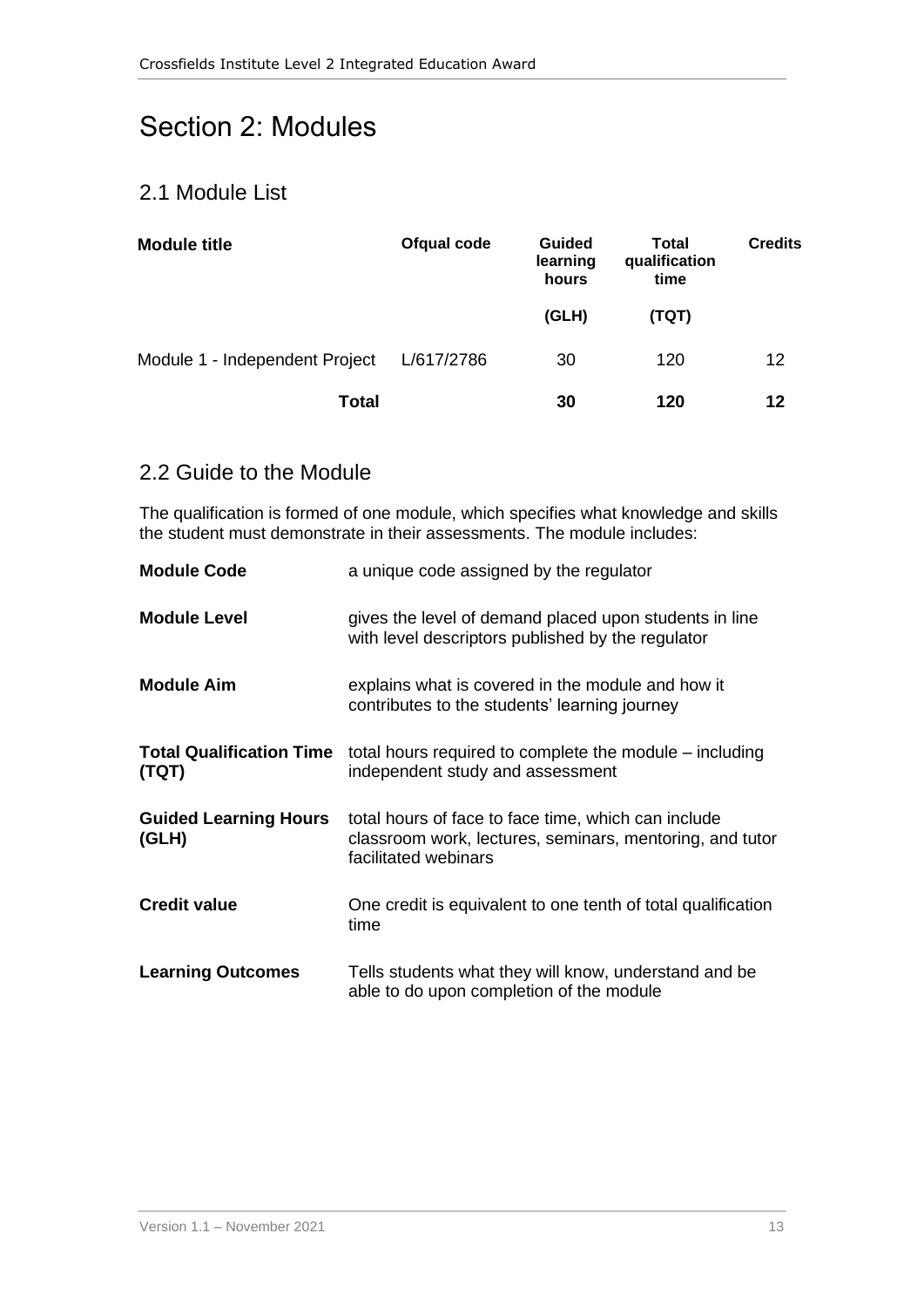# Section 2: Modules

## 2.1 Module List

| Module title | Ofqual code | Guided learning hours (GLH) | Total qualification time (TQT) | Credits |
|---|---|---|---|---|
| Module 1 - Independent Project | L/617/2786 | 30 | 120 | 12 |
| **Total** | | **30** | **120** | **12** |

## 2.2 Guide to the Module

The qualification is formed of one module, which specifies what knowledge and skills the student must demonstrate in their assessments. The module includes:

| | |
|---|---|
| **Module Code** | a unique code assigned by the regulator |
| **Module Level** | gives the level of demand placed upon students in line with level descriptors published by the regulator |
| **Module Aim** | explains what is covered in the module and how it contributes to the students' learning journey |
| **Total Qualification Time (TQT)** | total hours required to complete the module – including independent study and assessment |
| **Guided Learning Hours (GLH)** | total hours of face to face time, which can include classroom work, lectures, seminars, mentoring, and tutor facilitated webinars |
| **Credit value** | One credit is equivalent to one tenth of total qualification time |
| **Learning Outcomes** | Tells students what they will know, understand and be able to do upon completion of the module |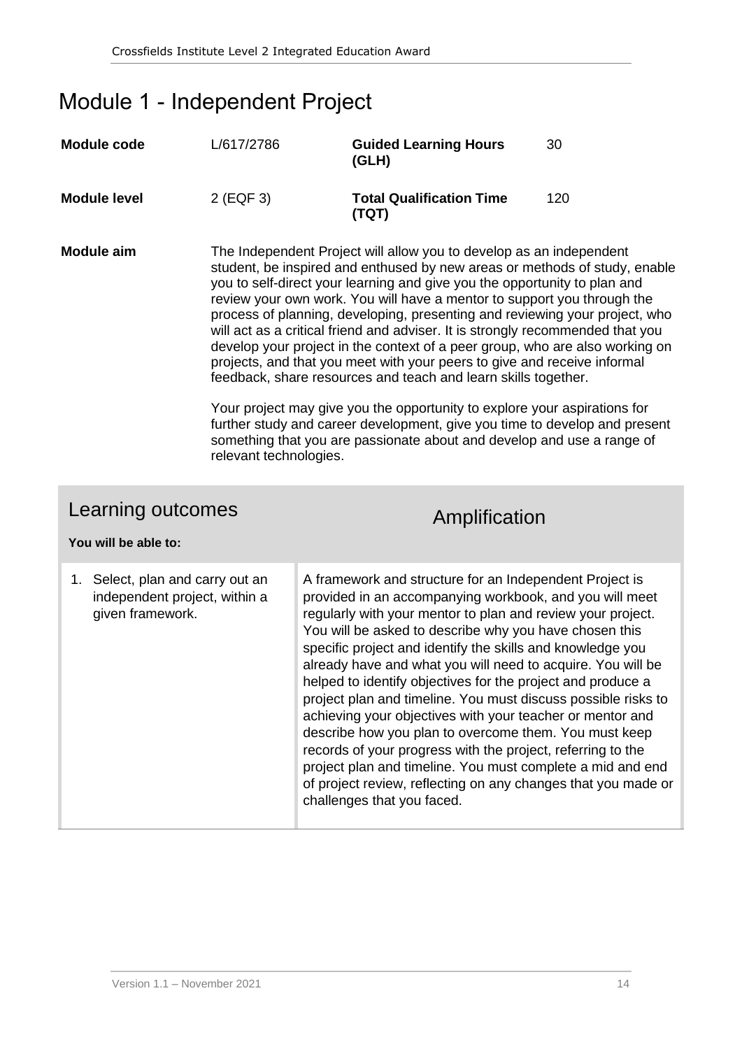# Module 1 - Independent Project

| **Module code** | L/617/2786 | **Guided Learning Hours (GLH)** | 30 |
|---|---|---|---|
| **Module level** | 2 (EQF 3) | **Total Qualification Time (TQT)** | 120 |

**Module aim**

The Independent Project will allow you to develop as an independent student, be inspired and enthused by new areas or methods of study, enable you to self-direct your learning and give you the opportunity to plan and review your own work. You will have a mentor to support you through the process of planning, developing, presenting and reviewing your project, who will act as a critical friend and adviser. It is strongly recommended that you develop your project in the context of a peer group, who are also working on projects, and that you meet with your peers to give and receive informal feedback, share resources and teach and learn skills together.

Your project may give you the opportunity to explore your aspirations for further study and career development, give you time to develop and present something that you are passionate about and develop and use a range of relevant technologies.

| Learning outcomes<br>**You will be able to:** | Amplification |
|---|---|
| 1. Select, plan and carry out an independent project, within a given framework. | A framework and structure for an Independent Project is provided in an accompanying workbook, and you will meet regularly with your mentor to plan and review your project. You will be asked to describe why you have chosen this specific project and identify the skills and knowledge you already have and what you will need to acquire. You will be helped to identify objectives for the project and produce a project plan and timeline. You must discuss possible risks to achieving your objectives with your teacher or mentor and describe how you plan to overcome them. You must keep records of your progress with the project, referring to the project plan and timeline. You must complete a mid and end of project review, reflecting on any changes that you made or challenges that you faced. |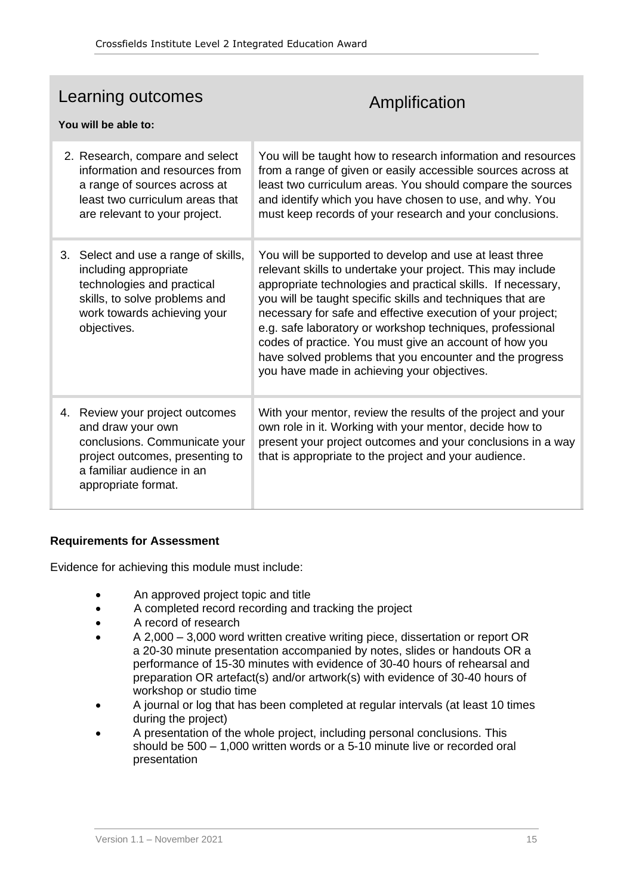| Learning outcomes<br>**You will be able to:** | Amplification |
|---|---|
| 2. Research, compare and select information and resources from a range of sources across at least two curriculum areas that are relevant to your project. | You will be taught how to research information and resources from a range of given or easily accessible sources across at least two curriculum areas. You should compare the sources and identify which you have chosen to use, and why. You must keep records of your research and your conclusions. |
| 3. Select and use a range of skills, including appropriate technologies and practical skills, to solve problems and work towards achieving your objectives. | You will be supported to develop and use at least three relevant skills to undertake your project. This may include appropriate technologies and practical skills. If necessary, you will be taught specific skills and techniques that are necessary for safe and effective execution of your project; e.g. safe laboratory or workshop techniques, professional codes of practice. You must give an account of how you have solved problems that you encounter and the progress you have made in achieving your objectives. |
| 4. Review your project outcomes and draw your own conclusions. Communicate your project outcomes, presenting to a familiar audience in an appropriate format. | With your mentor, review the results of the project and your own role in it. Working with your mentor, decide how to present your project outcomes and your conclusions in a way that is appropriate to the project and your audience. |

**Requirements for Assessment**

Evidence for achieving this module must include:

- An approved project topic and title
- A completed record recording and tracking the project
- A record of research
- A 2,000 – 3,000 word written creative writing piece, dissertation or report OR a 20-30 minute presentation accompanied by notes, slides or handouts OR a performance of 15-30 minutes with evidence of 30-40 hours of rehearsal and preparation OR artefact(s) and/or artwork(s) with evidence of 30-40 hours of workshop or studio time
- A journal or log that has been completed at regular intervals (at least 10 times during the project)
- A presentation of the whole project, including personal conclusions. This should be 500 – 1,000 written words or a 5-10 minute live or recorded oral presentation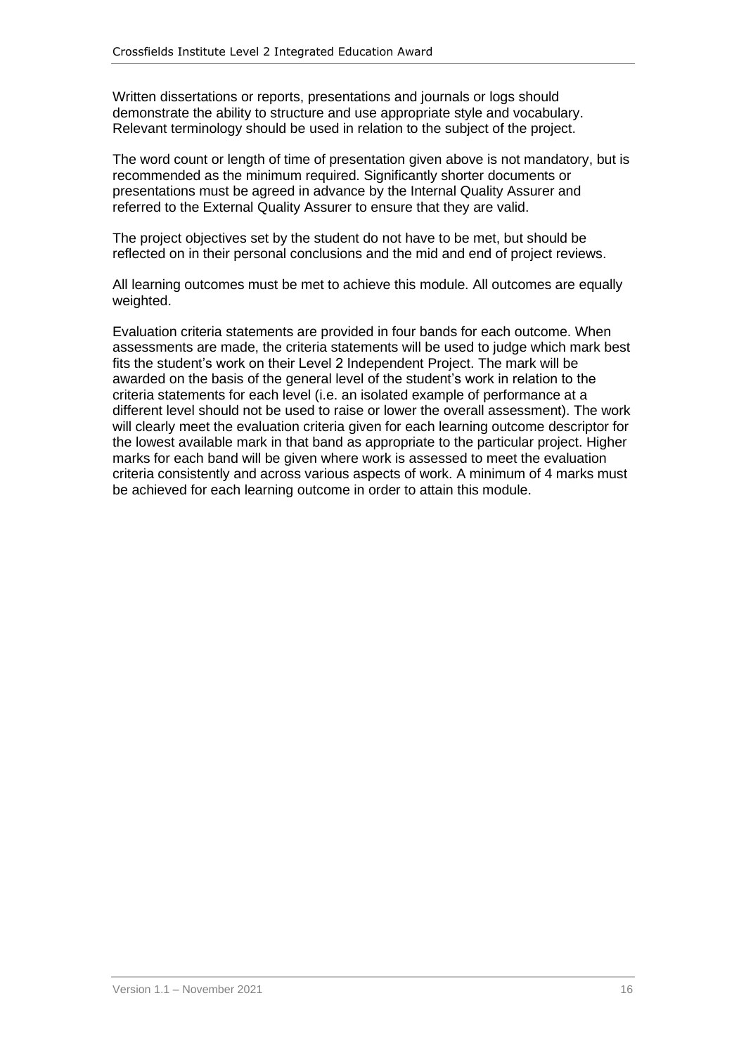Written dissertations or reports, presentations and journals or logs should demonstrate the ability to structure and use appropriate style and vocabulary. Relevant terminology should be used in relation to the subject of the project.

The word count or length of time of presentation given above is not mandatory, but is recommended as the minimum required. Significantly shorter documents or presentations must be agreed in advance by the Internal Quality Assurer and referred to the External Quality Assurer to ensure that they are valid.

The project objectives set by the student do not have to be met, but should be reflected on in their personal conclusions and the mid and end of project reviews.

All learning outcomes must be met to achieve this module. All outcomes are equally weighted.

Evaluation criteria statements are provided in four bands for each outcome. When assessments are made, the criteria statements will be used to judge which mark best fits the student's work on their Level 2 Independent Project. The mark will be awarded on the basis of the general level of the student's work in relation to the criteria statements for each level (i.e. an isolated example of performance at a different level should not be used to raise or lower the overall assessment). The work will clearly meet the evaluation criteria given for each learning outcome descriptor for the lowest available mark in that band as appropriate to the particular project. Higher marks for each band will be given where work is assessed to meet the evaluation criteria consistently and across various aspects of work. A minimum of 4 marks must be achieved for each learning outcome in order to attain this module.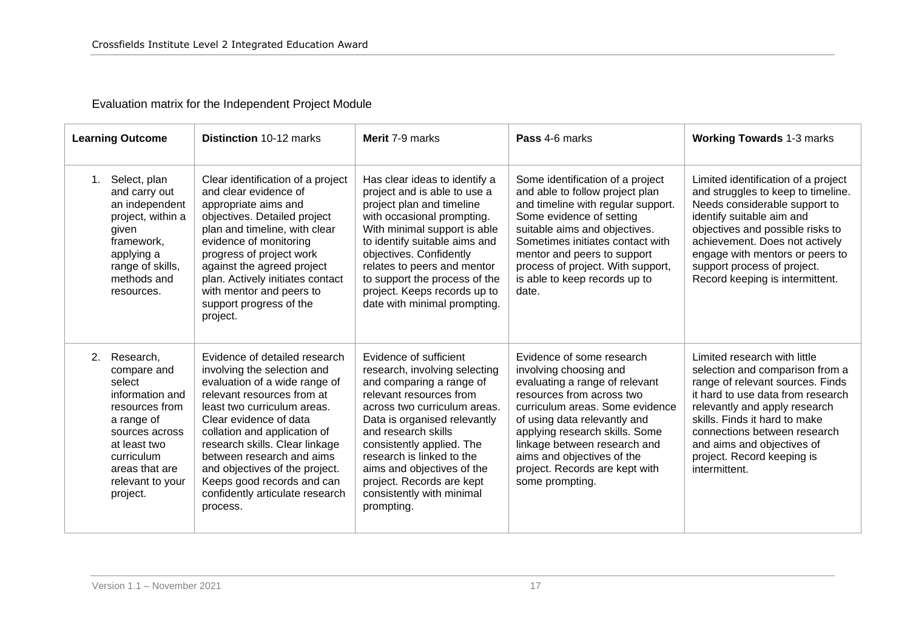Evaluation matrix for the Independent Project Module

| Learning Outcome | Distinction 10-12 marks | Merit 7-9 marks | Pass 4-6 marks | Working Towards 1-3 marks |
|---|---|---|---|---|
| 1. Select, plan and carry out an independent project, within a given framework, applying a range of skills, methods and resources. | Clear identification of a project and clear evidence of appropriate aims and objectives. Detailed project plan and timeline, with clear evidence of monitoring progress of project work against the agreed project plan. Actively initiates contact with mentor and peers to support progress of the project. | Has clear ideas to identify a project and is able to use a project plan and timeline with occasional prompting. With minimal support is able to identify suitable aims and objectives. Confidently relates to peers and mentor to support the process of the project. Keeps records up to date with minimal prompting. | Some identification of a project and able to follow project plan and timeline with regular support. Some evidence of setting suitable aims and objectives. Sometimes initiates contact with mentor and peers to support process of project. With support, is able to keep records up to date. | Limited identification of a project and struggles to keep to timeline. Needs considerable support to identify suitable aim and objectives and possible risks to achievement. Does not actively engage with mentors or peers to support process of project. Record keeping is intermittent. |
| 2. Research, compare and select information and resources from a range of sources across at least two curriculum areas that are relevant to your project. | Evidence of detailed research involving the selection and evaluation of a wide range of relevant resources from at least two curriculum areas. Clear evidence of data collation and application of research skills. Clear linkage between research and aims and objectives of the project. Keeps good records and can confidently articulate research process. | Evidence of sufficient research, involving selecting and comparing a range of relevant resources from across two curriculum areas. Data is organised relevantly and research skills consistently applied. The research is linked to the aims and objectives of the project. Records are kept consistently with minimal prompting. | Evidence of some research involving choosing and evaluating a range of relevant resources from across two curriculum areas. Some evidence of using data relevantly and applying research skills. Some linkage between research and aims and objectives of the project. Records are kept with some prompting. | Limited research with little selection and comparison from a range of relevant sources. Finds it hard to use data from research relevantly and apply research skills. Finds it hard to make connections between research and aims and objectives of project. Record keeping is intermittent. |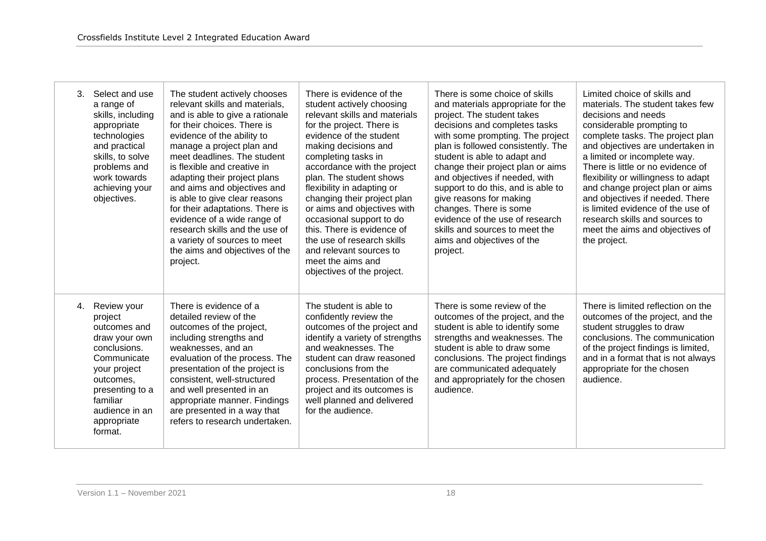| | | | | |
|---|---|---|---|---|
| 3. Select and use a range of skills, including appropriate technologies and practical skills, to solve problems and work towards achieving your objectives. | The student actively chooses relevant skills and materials, and is able to give a rationale for their choices. There is evidence of the ability to manage a project plan and meet deadlines. The student is flexible and creative in adapting their project plans and aims and objectives and is able to give clear reasons for their adaptations. There is evidence of a wide range of research skills and the use of a variety of sources to meet the aims and objectives of the project. | There is evidence of the student actively choosing relevant skills and materials for the project. There is evidence of the student making decisions and completing tasks in accordance with the project plan. The student shows flexibility in adapting or changing their project plan or aims and objectives with occasional support to do this. There is evidence of the use of research skills and relevant sources to meet the aims and objectives of the project. | There is some choice of skills and materials appropriate for the project. The student takes decisions and completes tasks with some prompting. The project plan is followed consistently. The student is able to adapt and change their project plan or aims and objectives if needed, with support to do this, and is able to give reasons for making changes. There is some evidence of the use of research skills and sources to meet the aims and objectives of the project. | Limited choice of skills and materials. The student takes few decisions and needs considerable prompting to complete tasks. The project plan and objectives are undertaken in a limited or incomplete way. There is little or no evidence of flexibility or willingness to adapt and change project plan or aims and objectives if needed. There is limited evidence of the use of research skills and sources to meet the aims and objectives of the project. |
| 4. Review your project outcomes and draw your own conclusions. Communicate your project outcomes, presenting to a familiar audience in an appropriate format. | There is evidence of a detailed review of the outcomes of the project, including strengths and weaknesses, and an evaluation of the process. The presentation of the project is consistent, well-structured and well presented in an appropriate manner. Findings are presented in a way that refers to research undertaken. | The student is able to confidently review the outcomes of the project and identify a variety of strengths and weaknesses. The student can draw reasoned conclusions from the process. Presentation of the project and its outcomes is well planned and delivered for the audience. | There is some review of the outcomes of the project, and the student is able to identify some strengths and weaknesses. The student is able to draw some conclusions. The project findings are communicated adequately and appropriately for the chosen audience. | There is limited reflection on the outcomes of the project, and the student struggles to draw conclusions. The communication of the project findings is limited, and in a format that is not always appropriate for the chosen audience. |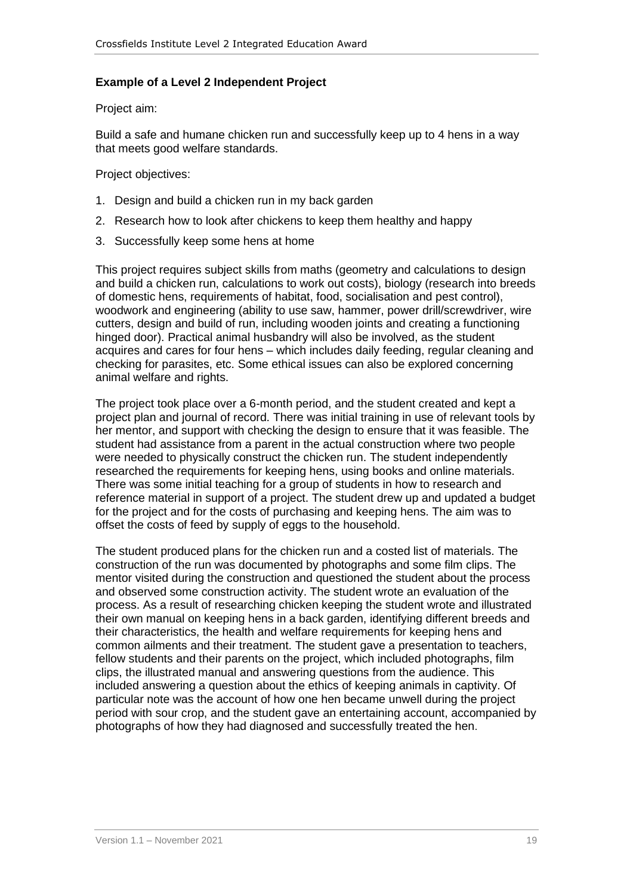**Example of a Level 2 Independent Project**

Project aim:

Build a safe and humane chicken run and successfully keep up to 4 hens in a way that meets good welfare standards.

Project objectives:

1. Design and build a chicken run in my back garden
2. Research how to look after chickens to keep them healthy and happy
3. Successfully keep some hens at home

This project requires subject skills from maths (geometry and calculations to design and build a chicken run, calculations to work out costs), biology (research into breeds of domestic hens, requirements of habitat, food, socialisation and pest control), woodwork and engineering (ability to use saw, hammer, power drill/screwdriver, wire cutters, design and build of run, including wooden joints and creating a functioning hinged door). Practical animal husbandry will also be involved, as the student acquires and cares for four hens – which includes daily feeding, regular cleaning and checking for parasites, etc. Some ethical issues can also be explored concerning animal welfare and rights.

The project took place over a 6-month period, and the student created and kept a project plan and journal of record. There was initial training in use of relevant tools by her mentor, and support with checking the design to ensure that it was feasible. The student had assistance from a parent in the actual construction where two people were needed to physically construct the chicken run. The student independently researched the requirements for keeping hens, using books and online materials. There was some initial teaching for a group of students in how to research and reference material in support of a project. The student drew up and updated a budget for the project and for the costs of purchasing and keeping hens. The aim was to offset the costs of feed by supply of eggs to the household.

The student produced plans for the chicken run and a costed list of materials. The construction of the run was documented by photographs and some film clips. The mentor visited during the construction and questioned the student about the process and observed some construction activity. The student wrote an evaluation of the process. As a result of researching chicken keeping the student wrote and illustrated their own manual on keeping hens in a back garden, identifying different breeds and their characteristics, the health and welfare requirements for keeping hens and common ailments and their treatment. The student gave a presentation to teachers, fellow students and their parents on the project, which included photographs, film clips, the illustrated manual and answering questions from the audience. This included answering a question about the ethics of keeping animals in captivity. Of particular note was the account of how one hen became unwell during the project period with sour crop, and the student gave an entertaining account, accompanied by photographs of how they had diagnosed and successfully treated the hen.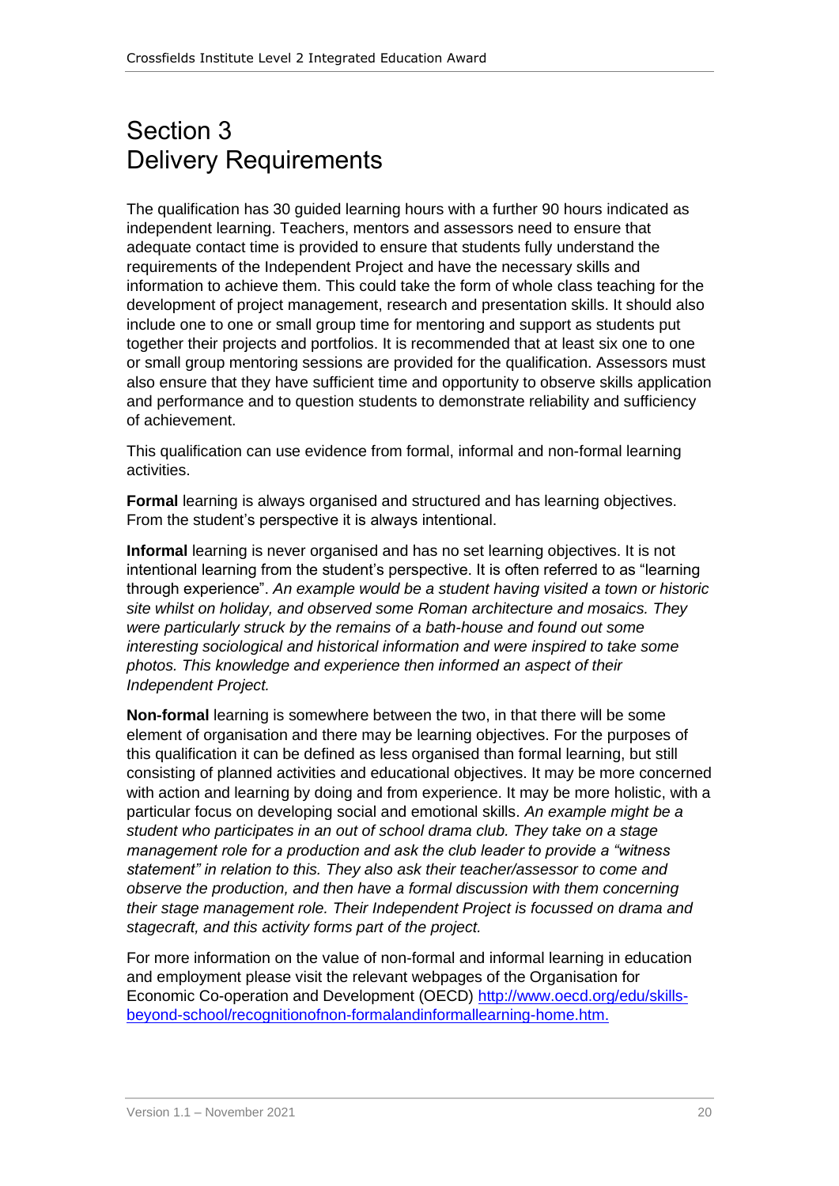# Section 3
# Delivery Requirements

The qualification has 30 guided learning hours with a further 90 hours indicated as independent learning. Teachers, mentors and assessors need to ensure that adequate contact time is provided to ensure that students fully understand the requirements of the Independent Project and have the necessary skills and information to achieve them. This could take the form of whole class teaching for the development of project management, research and presentation skills. It should also include one to one or small group time for mentoring and support as students put together their projects and portfolios. It is recommended that at least six one to one or small group mentoring sessions are provided for the qualification. Assessors must also ensure that they have sufficient time and opportunity to observe skills application and performance and to question students to demonstrate reliability and sufficiency of achievement.

This qualification can use evidence from formal, informal and non-formal learning activities.

**Formal** learning is always organised and structured and has learning objectives. From the student's perspective it is always intentional.

**Informal** learning is never organised and has no set learning objectives. It is not intentional learning from the student's perspective. It is often referred to as "learning through experience". *An example would be a student having visited a town or historic site whilst on holiday, and observed some Roman architecture and mosaics. They were particularly struck by the remains of a bath-house and found out some interesting sociological and historical information and were inspired to take some photos. This knowledge and experience then informed an aspect of their Independent Project.*

**Non-formal** learning is somewhere between the two, in that there will be some element of organisation and there may be learning objectives. For the purposes of this qualification it can be defined as less organised than formal learning, but still consisting of planned activities and educational objectives. It may be more concerned with action and learning by doing and from experience. It may be more holistic, with a particular focus on developing social and emotional skills. *An example might be a student who participates in an out of school drama club. They take on a stage management role for a production and ask the club leader to provide a "witness statement" in relation to this. They also ask their teacher/assessor to come and observe the production, and then have a formal discussion with them concerning their stage management role. Their Independent Project is focussed on drama and stagecraft, and this activity forms part of the project.*

For more information on the value of non-formal and informal learning in education and employment please visit the relevant webpages of the Organisation for Economic Co-operation and Development (OECD) [http://www.oecd.org/edu/skills-beyond-school/recognitionofnon-formalandinformallearning-home.htm.](http://www.oecd.org/edu/skills-beyond-school/recognitionofnon-formalandinformallearning-home.htm)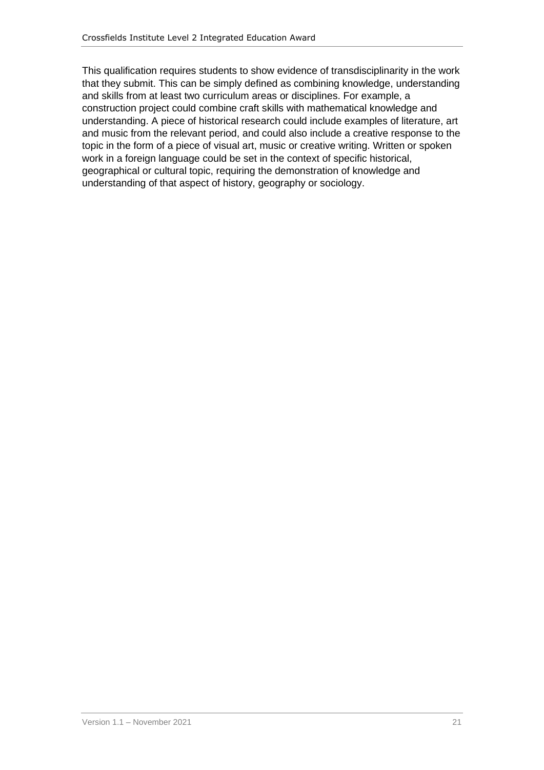This qualification requires students to show evidence of transdisciplinarity in the work that they submit. This can be simply defined as combining knowledge, understanding and skills from at least two curriculum areas or disciplines. For example, a construction project could combine craft skills with mathematical knowledge and understanding. A piece of historical research could include examples of literature, art and music from the relevant period, and could also include a creative response to the topic in the form of a piece of visual art, music or creative writing. Written or spoken work in a foreign language could be set in the context of specific historical, geographical or cultural topic, requiring the demonstration of knowledge and understanding of that aspect of history, geography or sociology.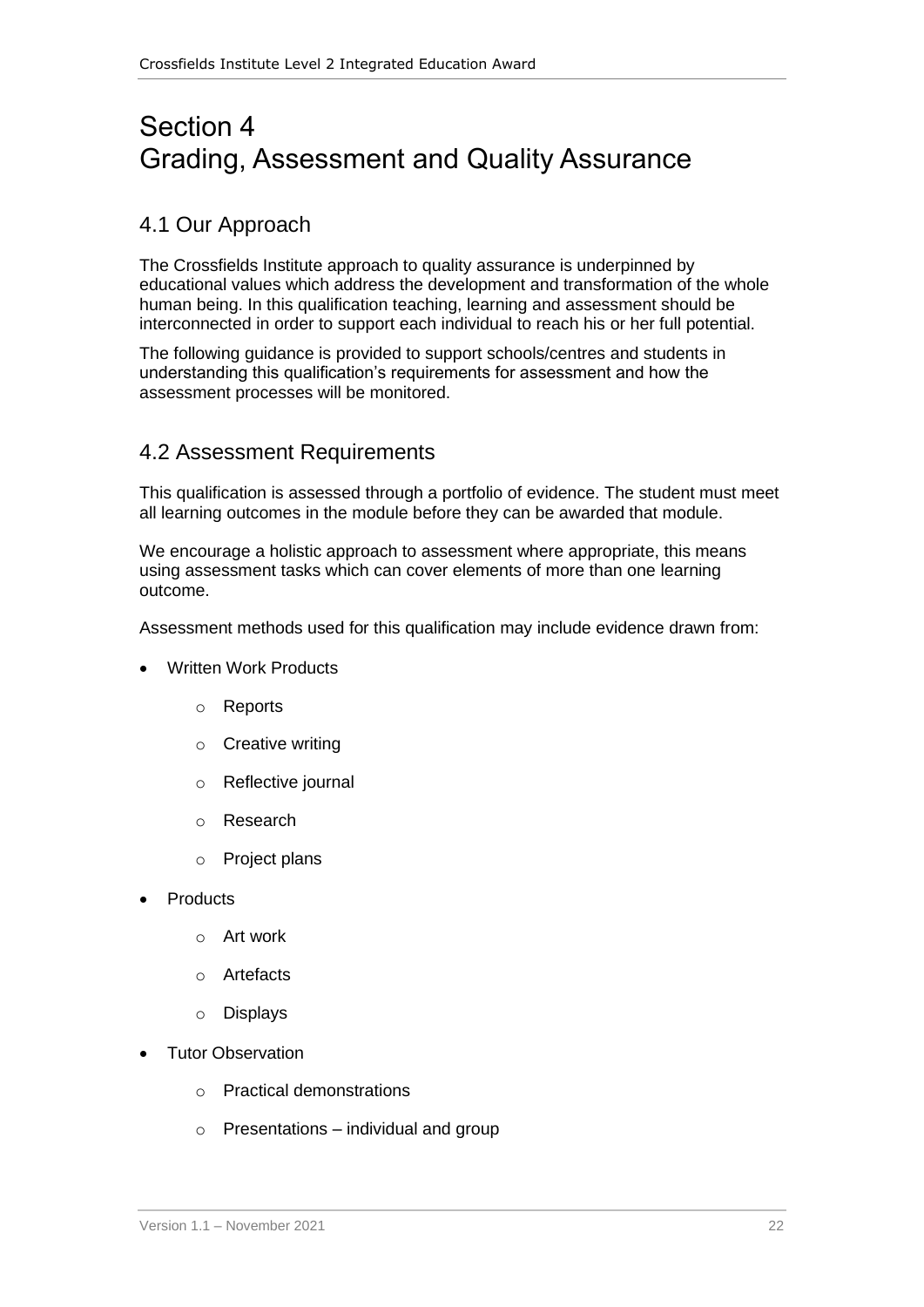# Section 4
# Grading, Assessment and Quality Assurance

## 4.1 Our Approach

The Crossfields Institute approach to quality assurance is underpinned by educational values which address the development and transformation of the whole human being. In this qualification teaching, learning and assessment should be interconnected in order to support each individual to reach his or her full potential.

The following guidance is provided to support schools/centres and students in understanding this qualification's requirements for assessment and how the assessment processes will be monitored.

## 4.2 Assessment Requirements

This qualification is assessed through a portfolio of evidence. The student must meet all learning outcomes in the module before they can be awarded that module.

We encourage a holistic approach to assessment where appropriate, this means using assessment tasks which can cover elements of more than one learning outcome.

Assessment methods used for this qualification may include evidence drawn from:

- Written Work Products
  - Reports
  - Creative writing
  - Reflective journal
  - Research
  - Project plans
- Products
  - Art work
  - Artefacts
  - Displays
- Tutor Observation
  - Practical demonstrations
  - Presentations – individual and group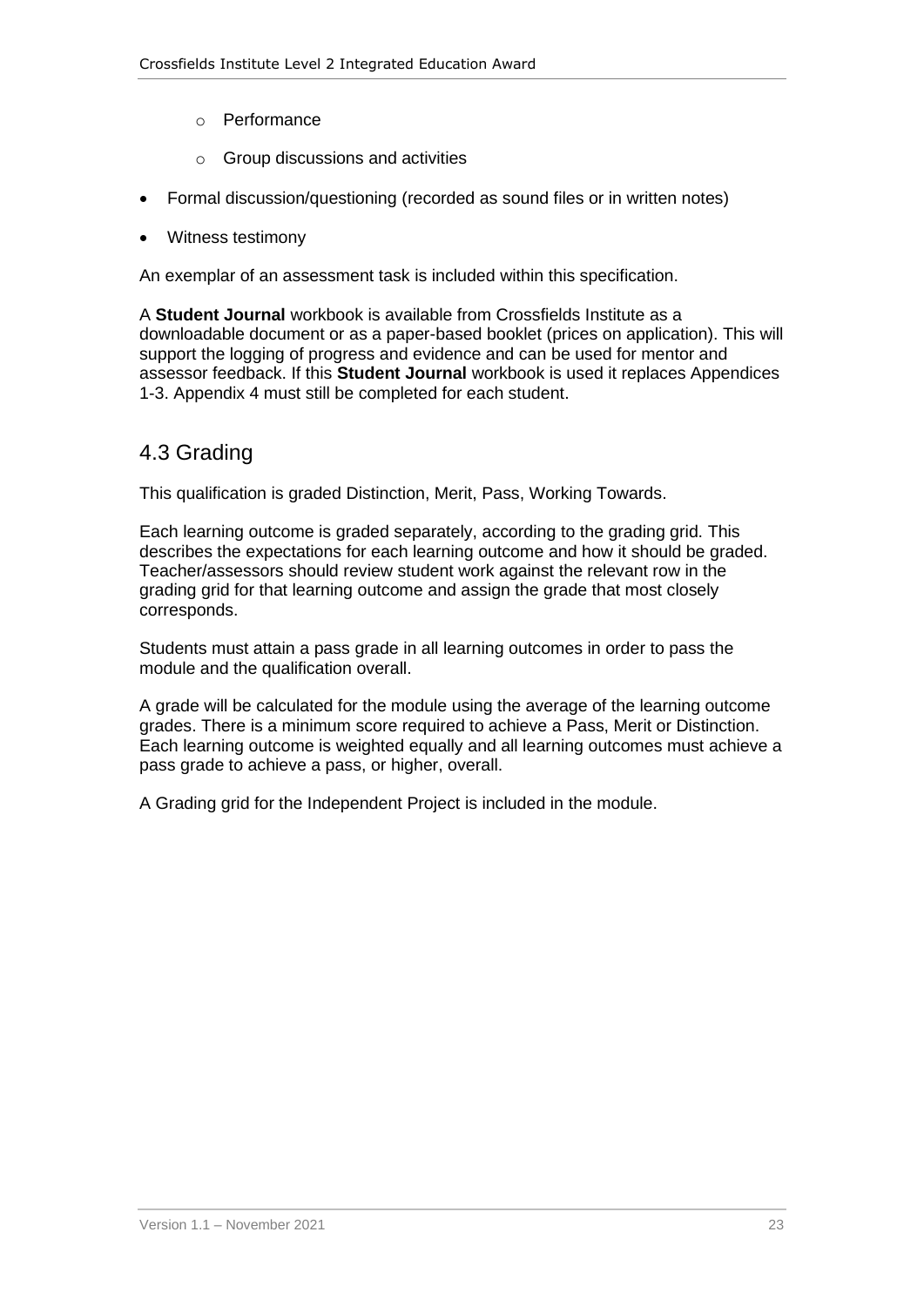- Performance
  - Group discussions and activities
- Formal discussion/questioning (recorded as sound files or in written notes)
- Witness testimony

An exemplar of an assessment task is included within this specification.

A **Student Journal** workbook is available from Crossfields Institute as a downloadable document or as a paper-based booklet (prices on application). This will support the logging of progress and evidence and can be used for mentor and assessor feedback. If this **Student Journal** workbook is used it replaces Appendices 1-3. Appendix 4 must still be completed for each student.

## 4.3 Grading

This qualification is graded Distinction, Merit, Pass, Working Towards.

Each learning outcome is graded separately, according to the grading grid. This describes the expectations for each learning outcome and how it should be graded. Teacher/assessors should review student work against the relevant row in the grading grid for that learning outcome and assign the grade that most closely corresponds.

Students must attain a pass grade in all learning outcomes in order to pass the module and the qualification overall.

A grade will be calculated for the module using the average of the learning outcome grades. There is a minimum score required to achieve a Pass, Merit or Distinction. Each learning outcome is weighted equally and all learning outcomes must achieve a pass grade to achieve a pass, or higher, overall.

A Grading grid for the Independent Project is included in the module.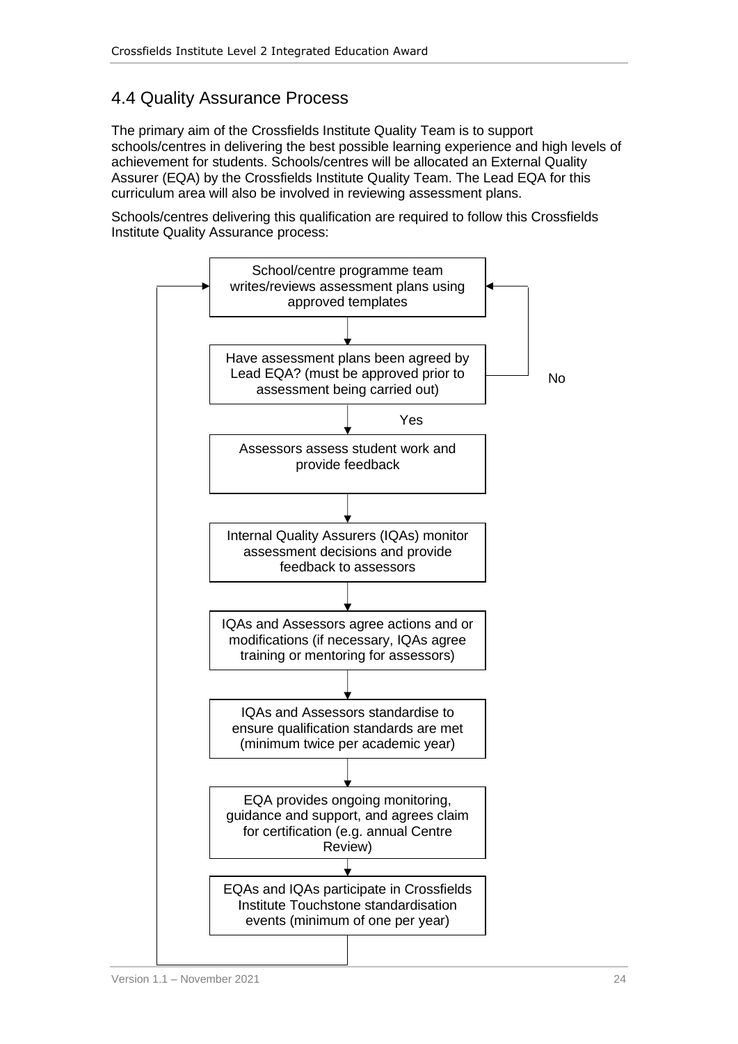## 4.4 Quality Assurance Process

The primary aim of the Crossfields Institute Quality Team is to support schools/centres in delivering the best possible learning experience and high levels of achievement for students. Schools/centres will be allocated an External Quality Assurer (EQA) by the Crossfields Institute Quality Team. The Lead EQA for this curriculum area will also be involved in reviewing assessment plans.

Schools/centres delivering this qualification are required to follow this Crossfields Institute Quality Assurance process:

1. School/centre programme team writes/reviews assessment plans using approved templates
2. Have assessment plans been agreed by Lead EQA? (must be approved prior to assessment being carried out)
   - No → return to step 1
   - Yes → continue to step 3
3. Assessors assess student work and provide feedback
4. Internal Quality Assurers (IQAs) monitor assessment decisions and provide feedback to assessors
5. IQAs and Assessors agree actions and or modifications (if necessary, IQAs agree training or mentoring for assessors)
6. IQAs and Assessors standardise to ensure qualification standards are met (minimum twice per academic year)
7. EQA provides ongoing monitoring, guidance and support, and agrees claim for certification (e.g. annual Centre Review)
8. EQAs and IQAs participate in Crossfields Institute Touchstone standardisation events (minimum of one per year)
   - → return to step 1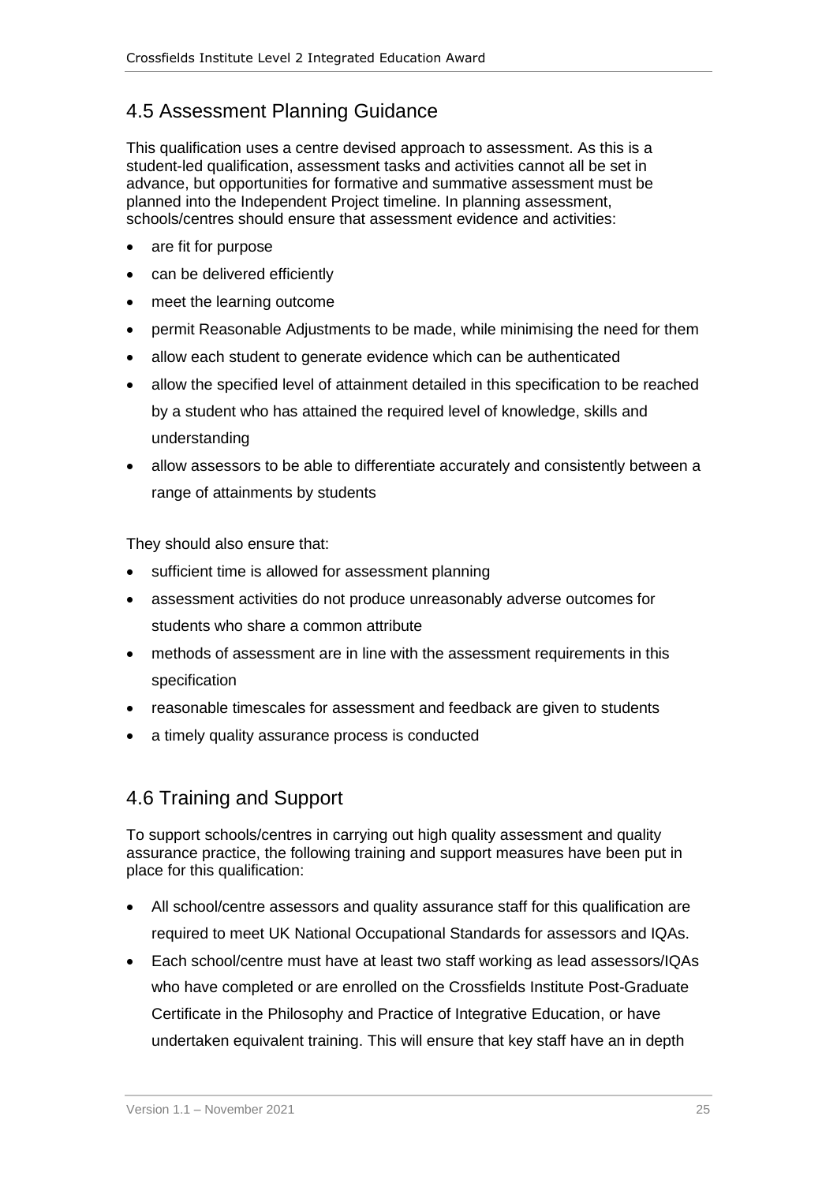## 4.5 Assessment Planning Guidance

This qualification uses a centre devised approach to assessment. As this is a student-led qualification, assessment tasks and activities cannot all be set in advance, but opportunities for formative and summative assessment must be planned into the Independent Project timeline. In planning assessment, schools/centres should ensure that assessment evidence and activities:

- are fit for purpose
- can be delivered efficiently
- meet the learning outcome
- permit Reasonable Adjustments to be made, while minimising the need for them
- allow each student to generate evidence which can be authenticated
- allow the specified level of attainment detailed in this specification to be reached by a student who has attained the required level of knowledge, skills and understanding
- allow assessors to be able to differentiate accurately and consistently between a range of attainments by students

They should also ensure that:

- sufficient time is allowed for assessment planning
- assessment activities do not produce unreasonably adverse outcomes for students who share a common attribute
- methods of assessment are in line with the assessment requirements in this specification
- reasonable timescales for assessment and feedback are given to students
- a timely quality assurance process is conducted

## 4.6 Training and Support

To support schools/centres in carrying out high quality assessment and quality assurance practice, the following training and support measures have been put in place for this qualification:

- All school/centre assessors and quality assurance staff for this qualification are required to meet UK National Occupational Standards for assessors and IQAs.
- Each school/centre must have at least two staff working as lead assessors/IQAs who have completed or are enrolled on the Crossfields Institute Post-Graduate Certificate in the Philosophy and Practice of Integrative Education, or have undertaken equivalent training. This will ensure that key staff have an in depth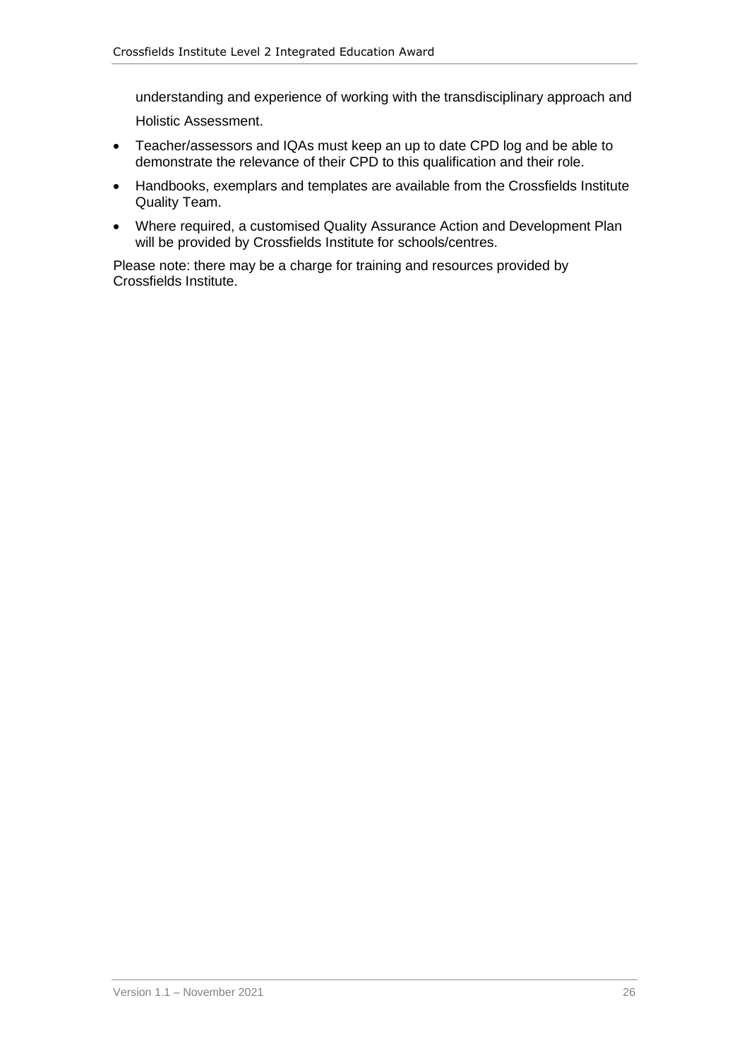understanding and experience of working with the transdisciplinary approach and Holistic Assessment.

- Teacher/assessors and IQAs must keep an up to date CPD log and be able to demonstrate the relevance of their CPD to this qualification and their role.
- Handbooks, exemplars and templates are available from the Crossfields Institute Quality Team.
- Where required, a customised Quality Assurance Action and Development Plan will be provided by Crossfields Institute for schools/centres.

Please note: there may be a charge for training and resources provided by Crossfields Institute.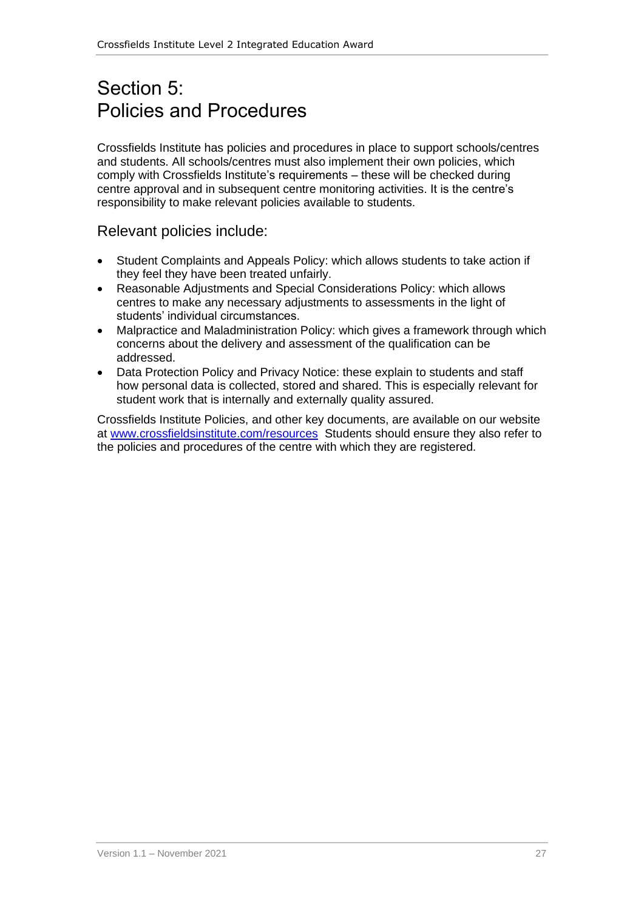# Section 5: Policies and Procedures

Crossfields Institute has policies and procedures in place to support schools/centres and students. All schools/centres must also implement their own policies, which comply with Crossfields Institute's requirements – these will be checked during centre approval and in subsequent centre monitoring activities. It is the centre's responsibility to make relevant policies available to students.

## Relevant policies include:

- Student Complaints and Appeals Policy: which allows students to take action if they feel they have been treated unfairly.
- Reasonable Adjustments and Special Considerations Policy: which allows centres to make any necessary adjustments to assessments in the light of students' individual circumstances.
- Malpractice and Maladministration Policy: which gives a framework through which concerns about the delivery and assessment of the qualification can be addressed.
- Data Protection Policy and Privacy Notice: these explain to students and staff how personal data is collected, stored and shared. This is especially relevant for student work that is internally and externally quality assured.

Crossfields Institute Policies, and other key documents, are available on our website at [www.crossfieldsinstitute.com/resources](www.crossfieldsinstitute.com/resources) Students should ensure they also refer to the policies and procedures of the centre with which they are registered.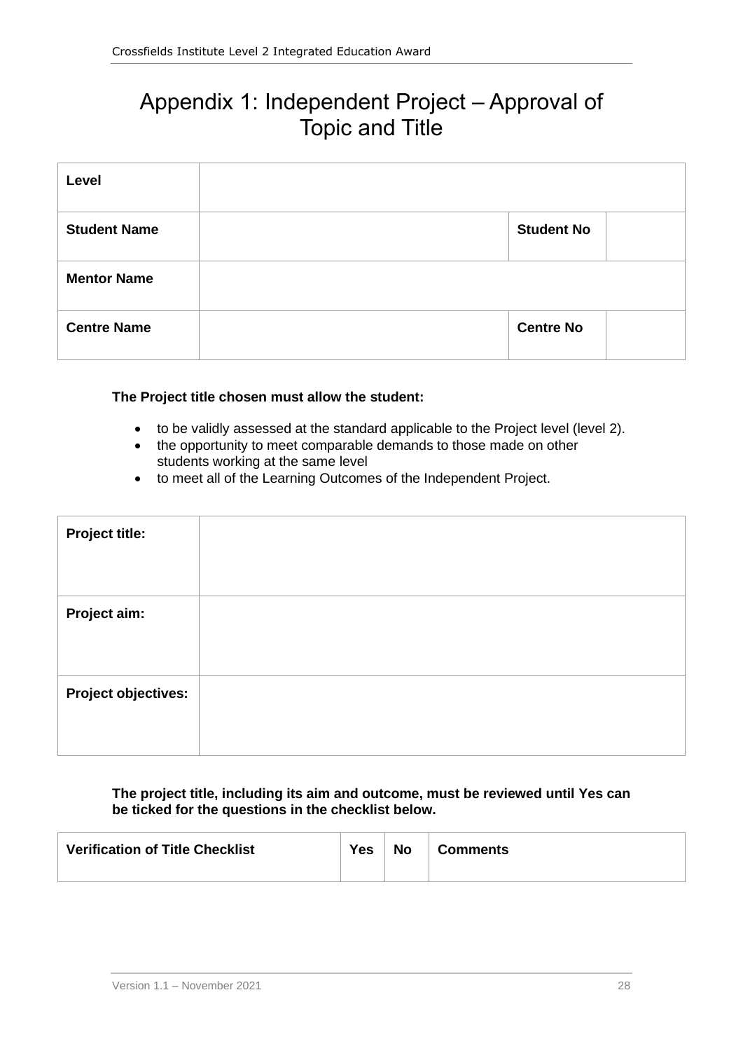# Appendix 1: Independent Project – Approval of Topic and Title

| **Level** | | | |
|---|---|---|---|
| **Student Name** | | **Student No** | |
| **Mentor Name** | | | |
| **Centre Name** | | **Centre No** | |

**The Project title chosen must allow the student:**

- to be validly assessed at the standard applicable to the Project level (level 2).
- the opportunity to meet comparable demands to those made on other students working at the same level
- to meet all of the Learning Outcomes of the Independent Project.

| **Project title:** | |
|---|---|
| **Project aim:** | |
| **Project objectives:** | |

**The project title, including its aim and outcome, must be reviewed until Yes can be ticked for the questions in the checklist below.**

| **Verification of Title Checklist** | **Yes** | **No** | **Comments** |
|---|---|---|---|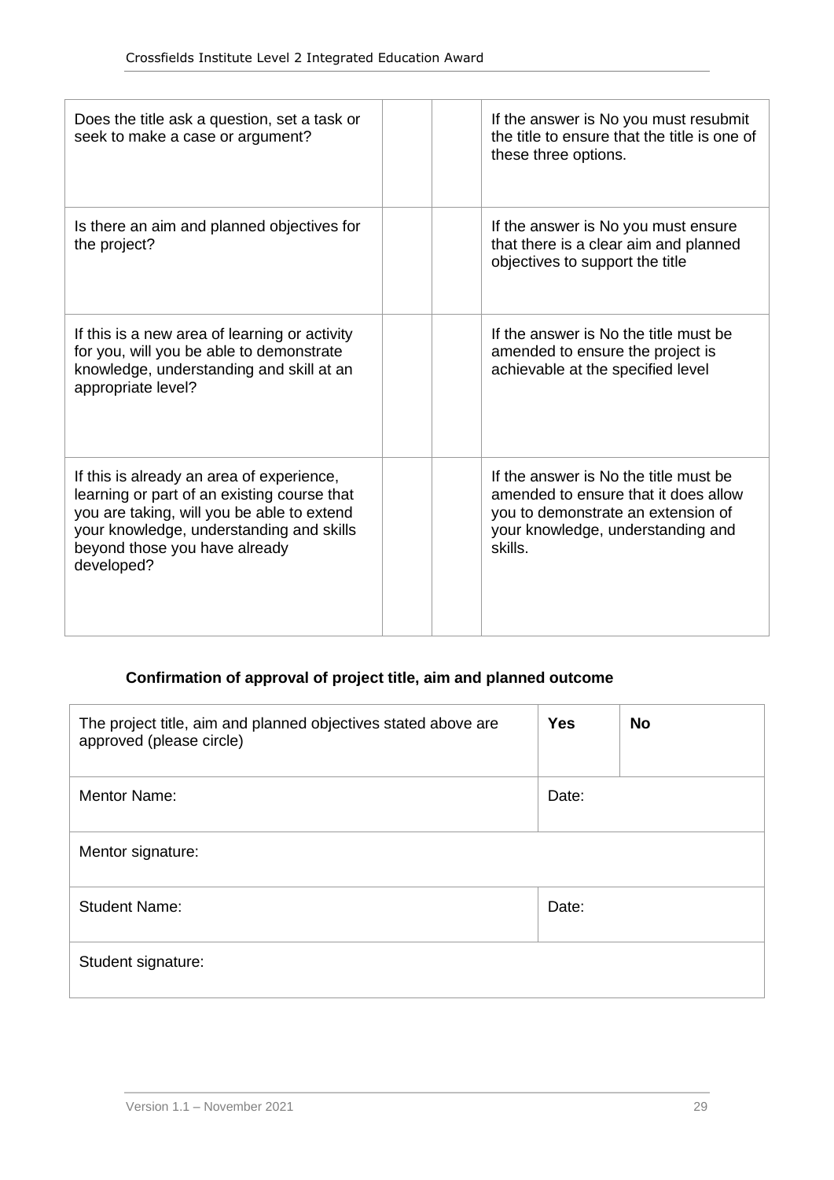| | | | |
|---|---|---|---|
| Does the title ask a question, set a task or seek to make a case or argument? | | | If the answer is No you must resubmit the title to ensure that the title is one of these three options. |
| Is there an aim and planned objectives for the project? | | | If the answer is No you must ensure that there is a clear aim and planned objectives to support the title |
| If this is a new area of learning or activity for you, will you be able to demonstrate knowledge, understanding and skill at an appropriate level? | | | If the answer is No the title must be amended to ensure the project is achievable at the specified level |
| If this is already an area of experience, learning or part of an existing course that you are taking, will you be able to extend your knowledge, understanding and skills beyond those you have already developed? | | | If the answer is No the title must be amended to ensure that it does allow you to demonstrate an extension of your knowledge, understanding and skills. |

**Confirmation of approval of project title, aim and planned outcome**

| | | |
|---|---|---|
| The project title, aim and planned objectives stated above are approved (please circle) | **Yes** | **No** |
| Mentor Name: | Date: | |
| Mentor signature: | | |
| Student Name: | Date: | |
| Student signature: | | |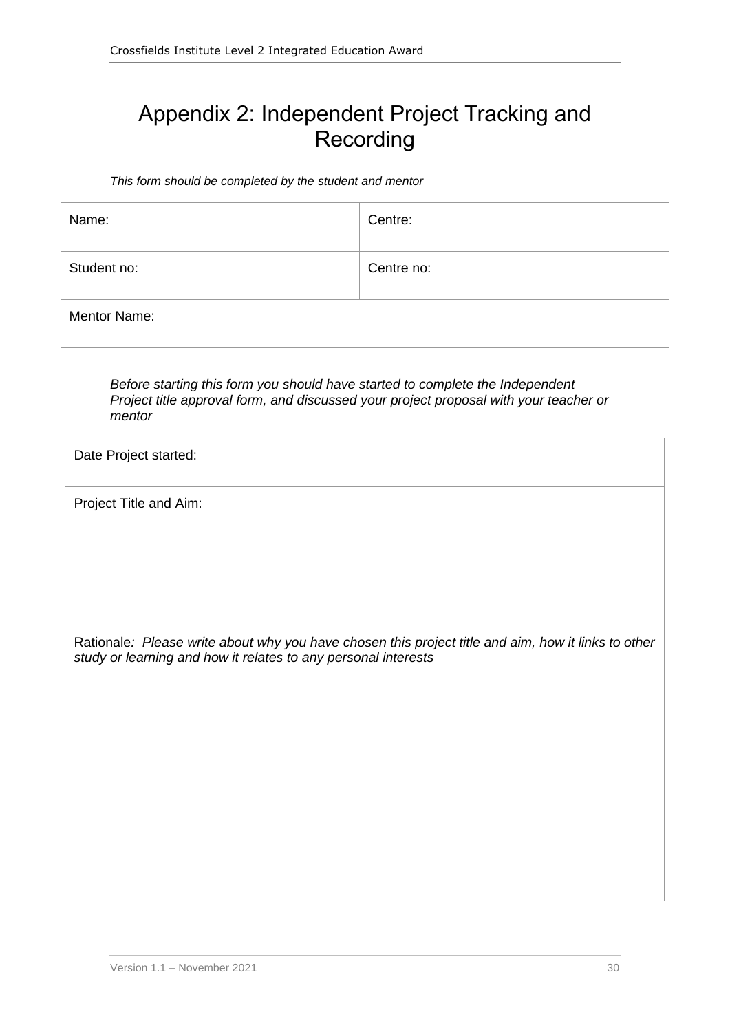# Appendix 2: Independent Project Tracking and Recording

*This form should be completed by the student and mentor*

| Name: | Centre: |
|---|---|
| Student no: | Centre no: |
| Mentor Name: | |

*Before starting this form you should have started to complete the Independent Project title approval form, and discussed your project proposal with your teacher or mentor*

| Date Project started: |
|---|
| Project Title and Aim: |
| Rationale*: Please write about why you have chosen this project title and aim, how it links to other study or learning and how it relates to any personal interests* |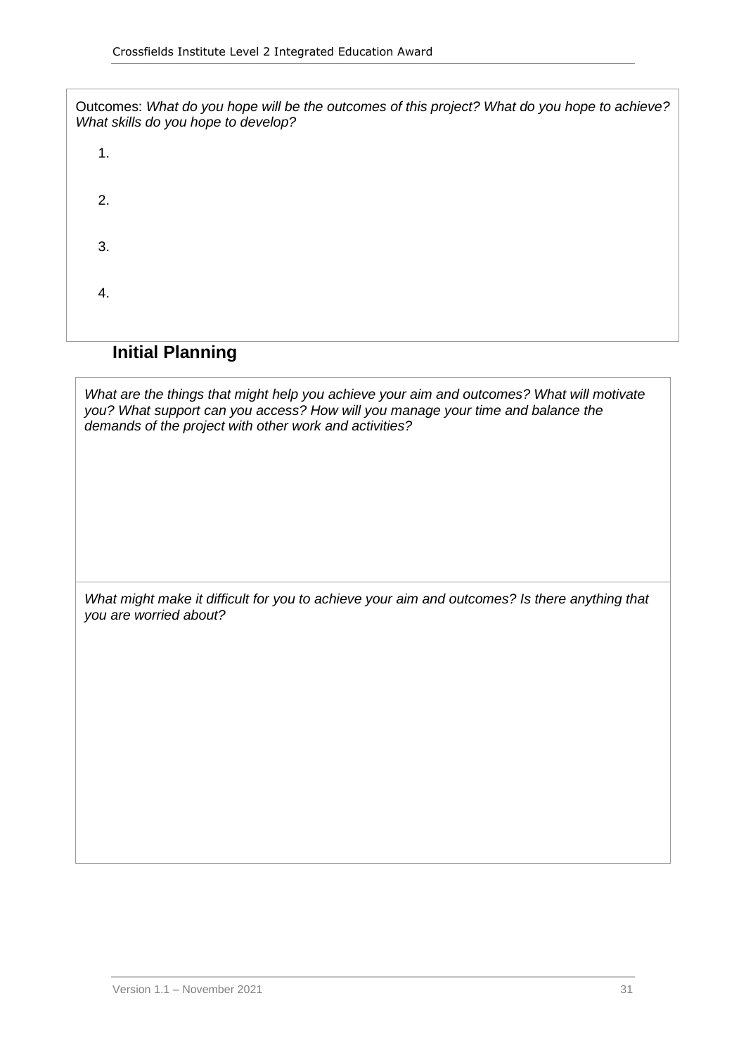Outcomes: *What do you hope will be the outcomes of this project? What do you hope to achieve? What skills do you hope to develop?*

1.

2.

3.

4.

## Initial Planning

*What are the things that might help you achieve your aim and outcomes? What will motivate you? What support can you access? How will you manage your time and balance the demands of the project with other work and activities?*

*What might make it difficult for you to achieve your aim and outcomes? Is there anything that you are worried about?*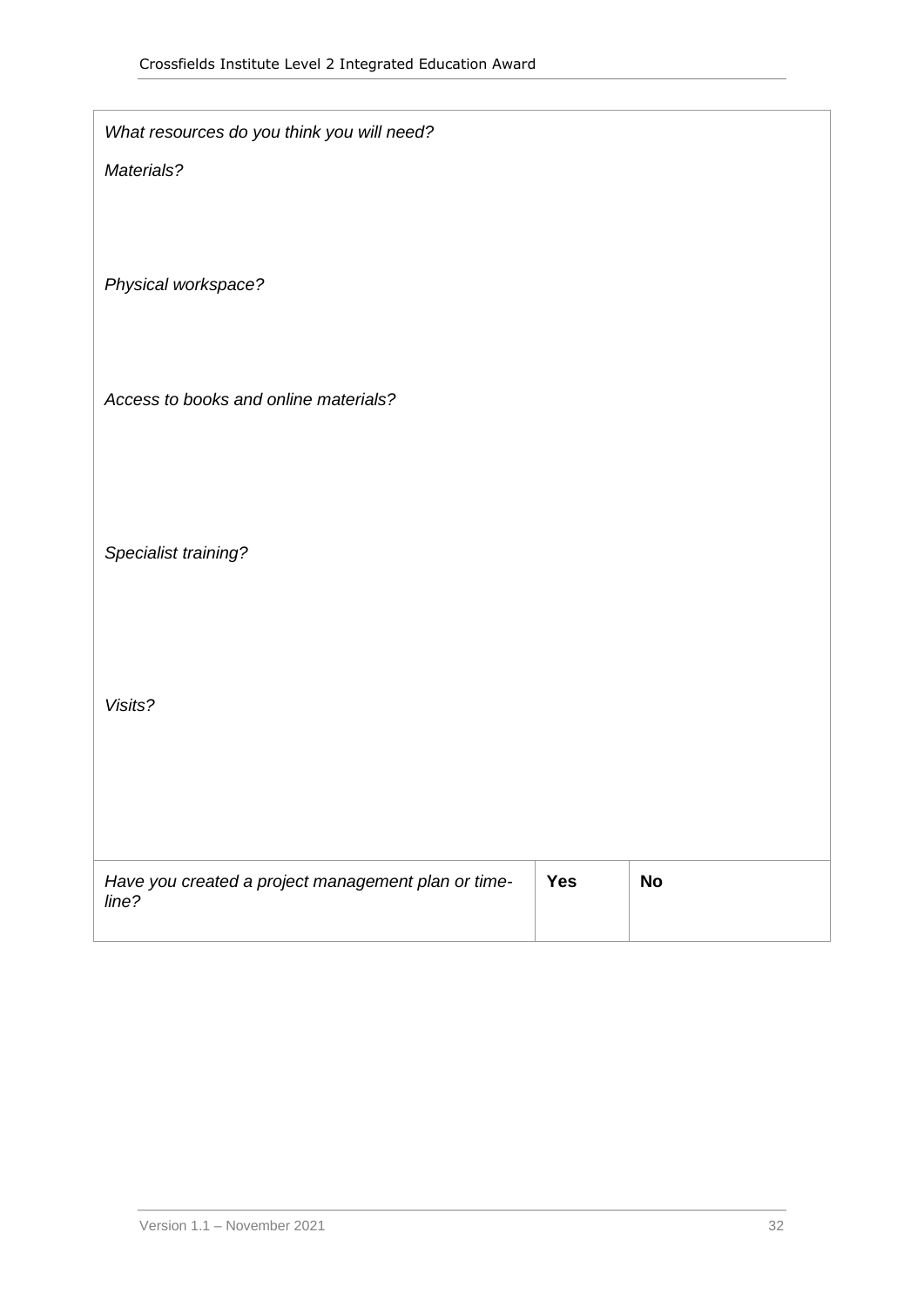| *What resources do you think you will need?*<br><br>*Materials?*<br><br><br><br>*Physical workspace?*<br><br><br><br>*Access to books and online materials?*<br><br><br><br><br>*Specialist training?*<br><br><br><br><br>*Visits?*<br><br><br><br><br> | | |
|---|---|---|
| *Have you created a project management plan or time-line?* | **Yes** | **No** |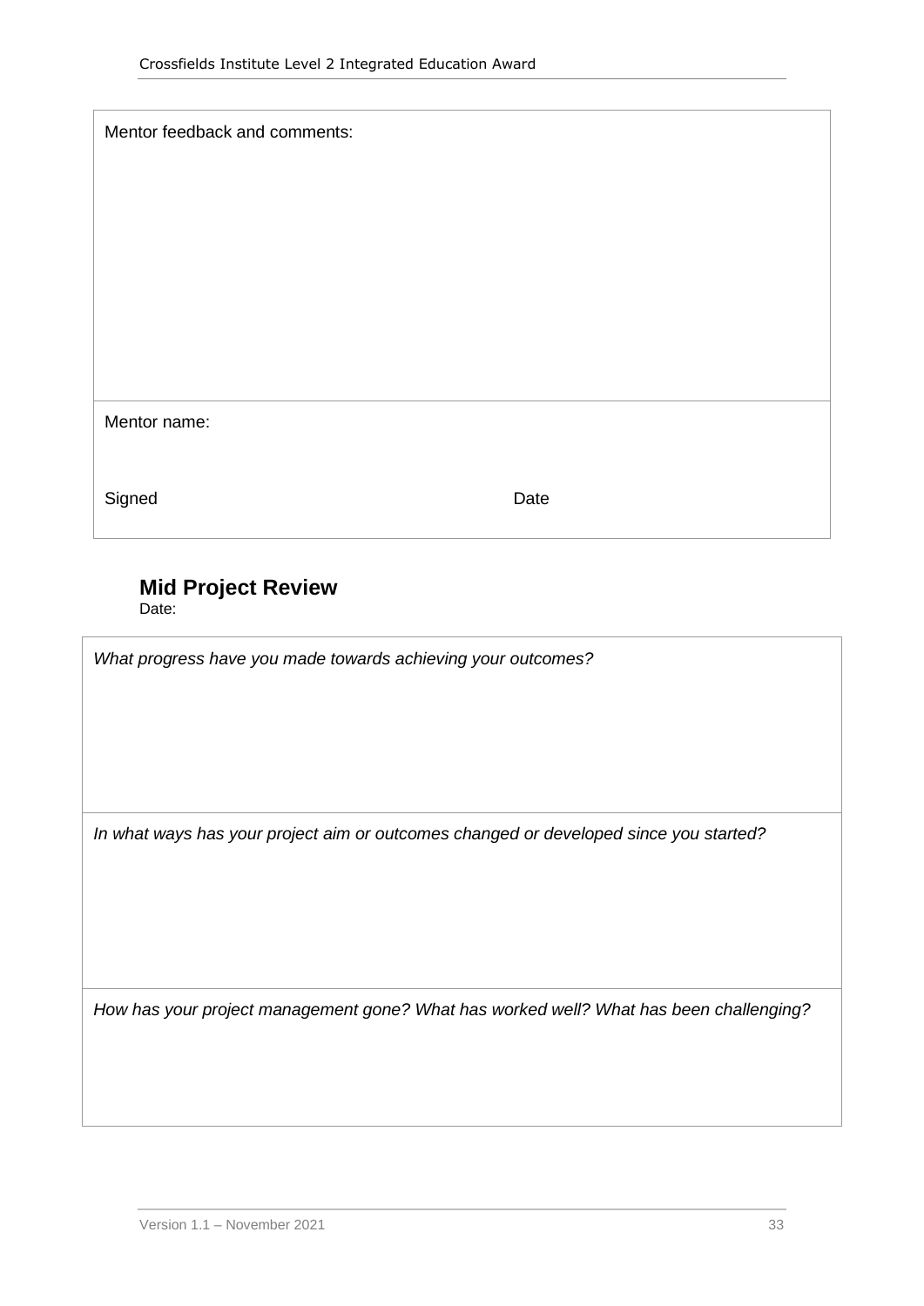| Mentor feedback and comments: |
|---|
| Mentor name: |
| Signed Date |

## Mid Project Review

Date:

| *What progress have you made towards achieving your outcomes?* |
|---|
| *In what ways has your project aim or outcomes changed or developed since you started?* |
| *How has your project management gone? What has worked well? What has been challenging?* |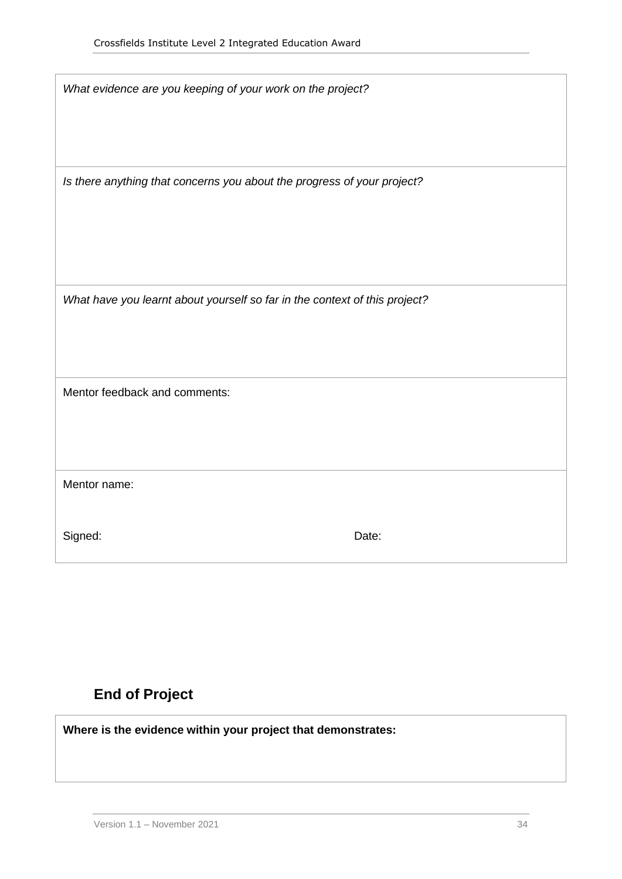| *What evidence are you keeping of your work on the project?* | |
|---|---|
| *Is there anything that concerns you about the progress of your project?* | |
| *What have you learnt about yourself so far in the context of this project?* | |
| Mentor feedback and comments: | |
| Mentor name: | |
| Signed: | Date: |

## End of Project

| **Where is the evidence within your project that demonstrates:** |
|---|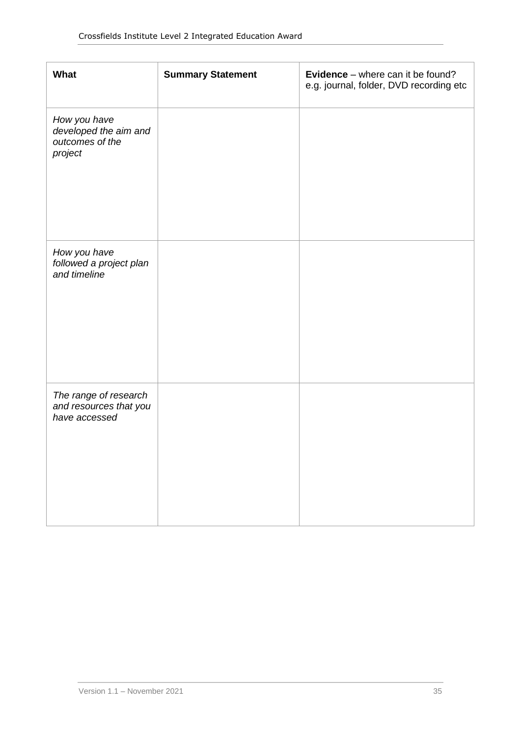| **What** | **Summary Statement** | **Evidence** – where can it be found? e.g. journal, folder, DVD recording etc |
|---|---|---|
| *How you have developed the aim and outcomes of the project* | | |
| *How you have followed a project plan and timeline* | | |
| *The range of research and resources that you have accessed* | | |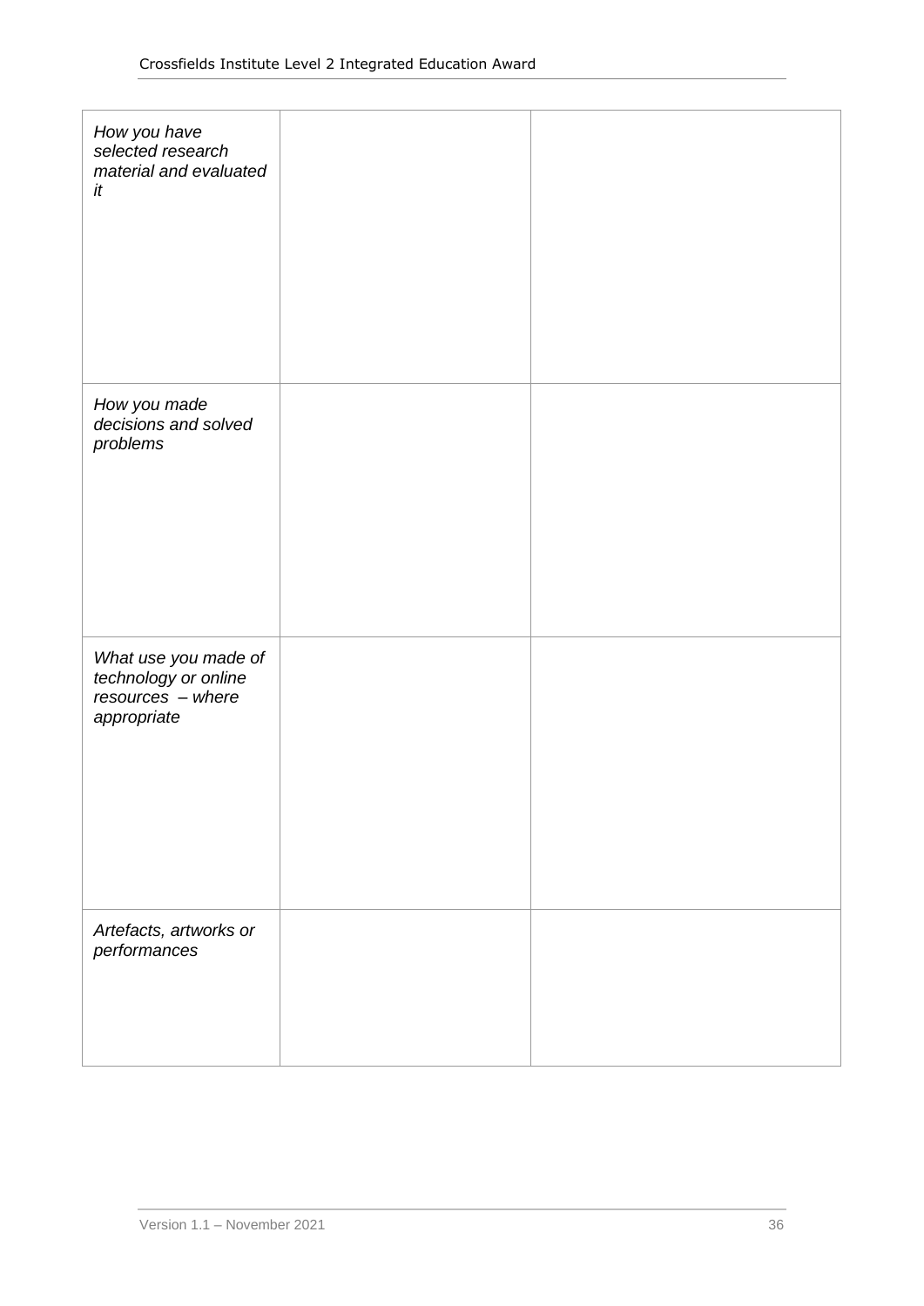| | | |
|---|---|---|
| *How you have selected research material and evaluated it* | | |
| *How you made decisions and solved problems* | | |
| *What use you made of technology or online resources – where appropriate* | | |
| *Artefacts, artworks or performances* | | |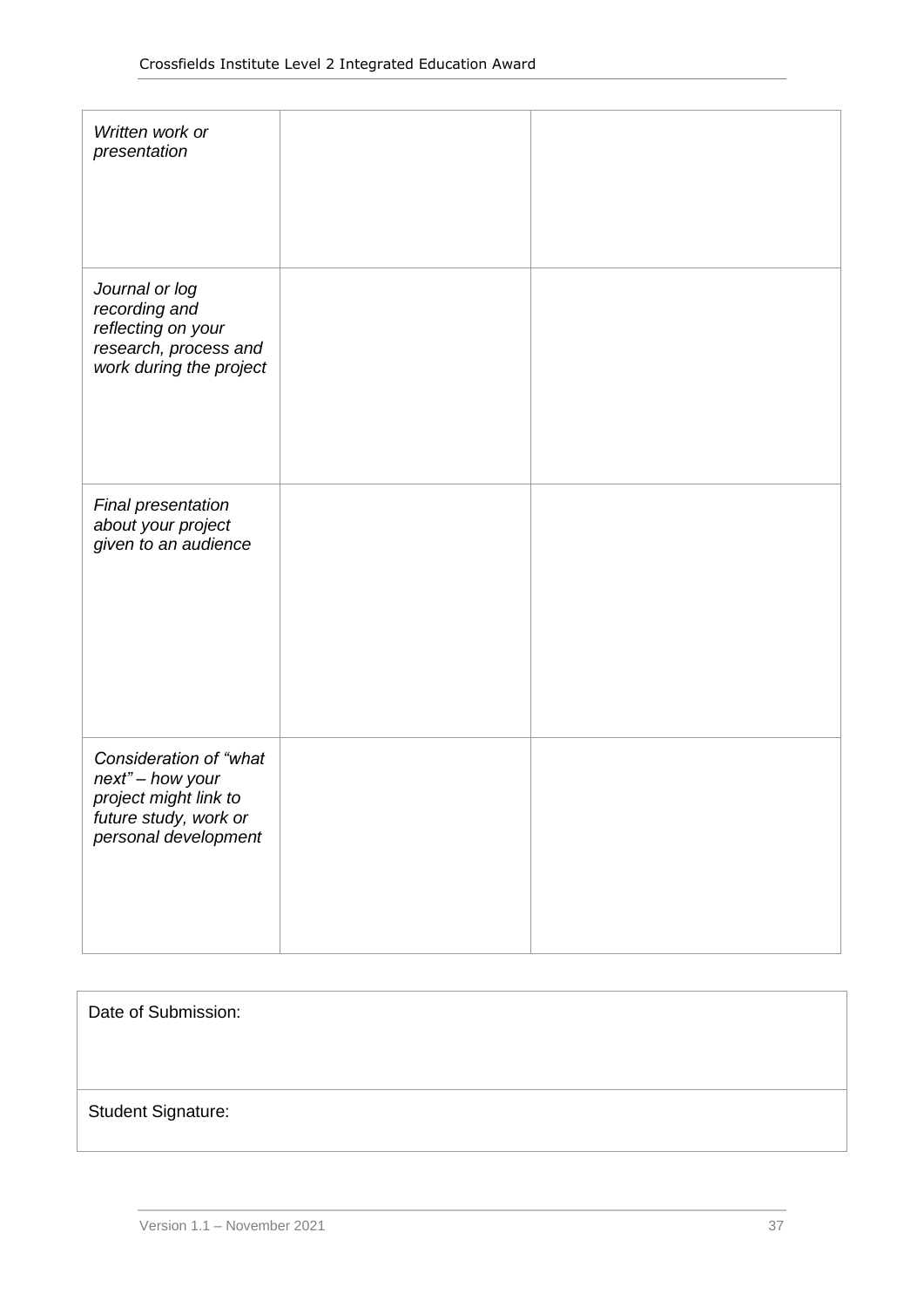| | | |
|---|---|---|
| *Written work or presentation* | | |
| *Journal or log recording and reflecting on your research, process and work during the project* | | |
| *Final presentation about your project given to an audience* | | |
| *Consideration of "what next" – how your project might link to future study, work or personal development* | | |

| |
|---|
| Date of Submission: |
| Student Signature: |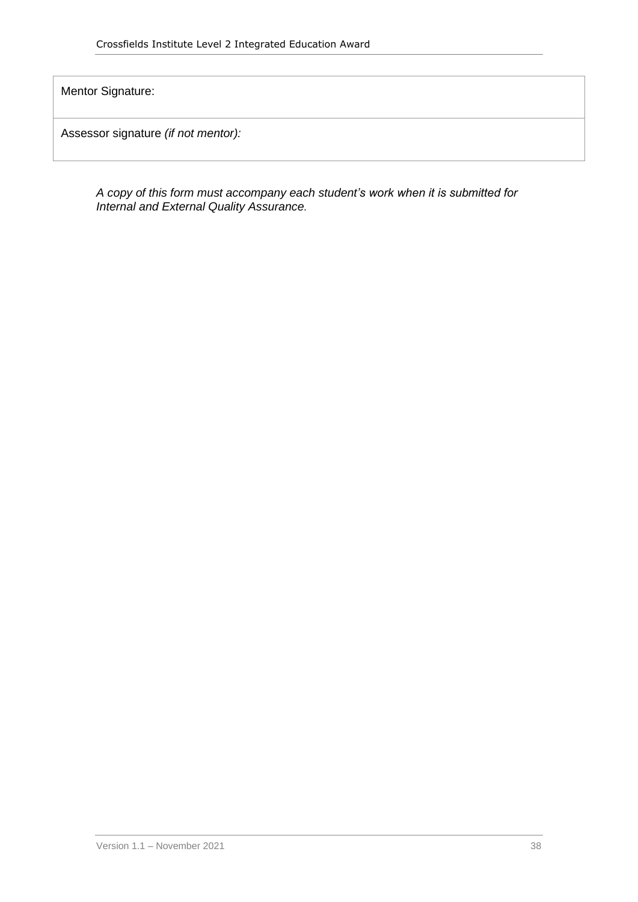| Mentor Signature: |
|---|
| Assessor signature *(if not mentor):* |

*A copy of this form must accompany each student's work when it is submitted for Internal and External Quality Assurance.*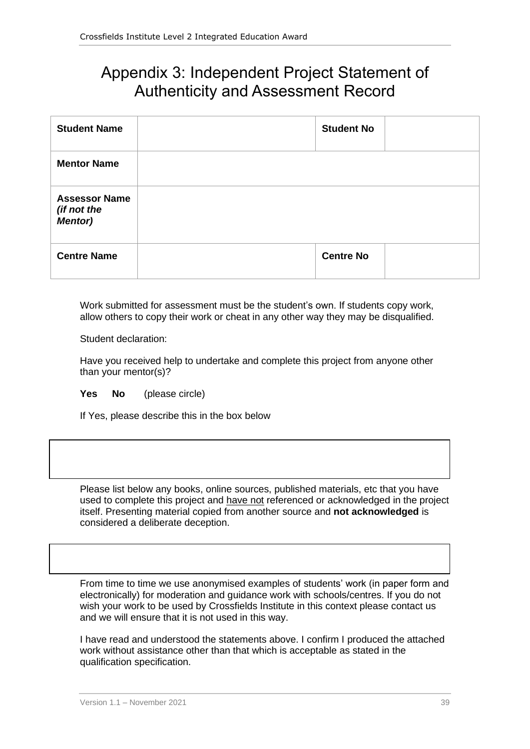# Appendix 3: Independent Project Statement of Authenticity and Assessment Record

| **Student Name** | | **Student No** | |
|---|---|---|---|
| **Mentor Name** | | | |
| **Assessor Name *(if not the Mentor)*** | | | |
| **Centre Name** | | **Centre No** | |

Work submitted for assessment must be the student's own. If students copy work, allow others to copy their work or cheat in any other way they may be disqualified.

Student declaration:

Have you received help to undertake and complete this project from anyone other than your mentor(s)?

**Yes** **No** (please circle)

If Yes, please describe this in the box below

| |
|---|
| |

Please list below any books, online sources, published materials, etc that you have used to complete this project and have not referenced or acknowledged in the project itself. Presenting material copied from another source and **not acknowledged** is considered a deliberate deception.

| |
|---|
| |

From time to time we use anonymised examples of students' work (in paper form and electronically) for moderation and guidance work with schools/centres. If you do not wish your work to be used by Crossfields Institute in this context please contact us and we will ensure that it is not used in this way.

I have read and understood the statements above. I confirm I produced the attached work without assistance other than that which is acceptable as stated in the qualification specification.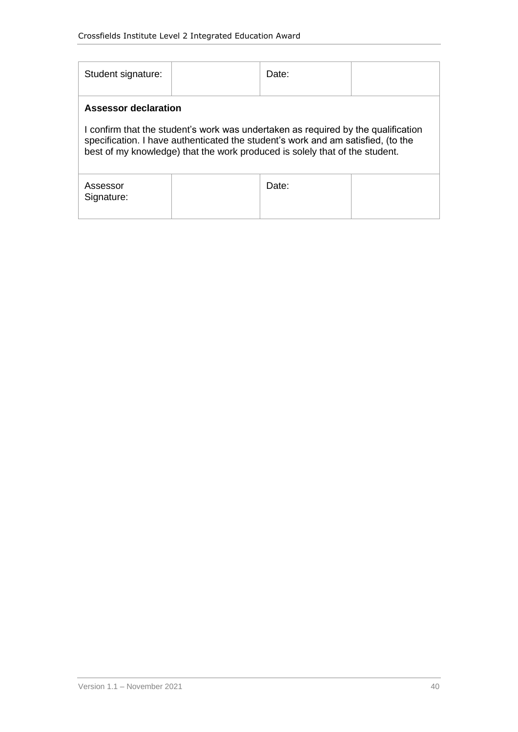| Student signature: | | Date: | |
|---|---|---|---|

**Assessor declaration**

I confirm that the student's work was undertaken as required by the qualification specification. I have authenticated the student's work and am satisfied, (to the best of my knowledge) that the work produced is solely that of the student.

| Assessor Signature: | | Date: | |
|---|---|---|---|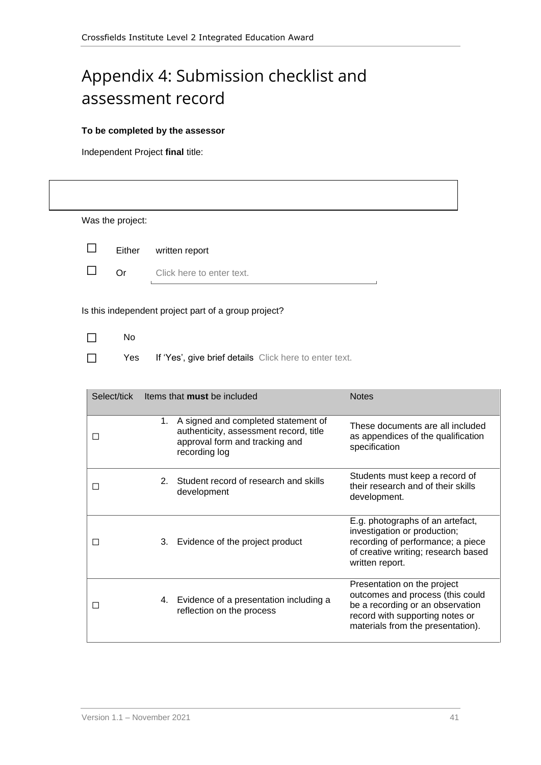# Appendix 4: Submission checklist and assessment record

**To be completed by the assessor**

Independent Project **final** title:

Was the project:

☐ Either written report

☐ Or Click here to enter text.

Is this independent project part of a group project?

☐ No

☐ Yes If 'Yes', give brief details Click here to enter text.

| Select/tick | Items that **must** be included | Notes |
|---|---|---|
| ☐ | 1. A signed and completed statement of authenticity, assessment record, title approval form and tracking and recording log | These documents are all included as appendices of the qualification specification |
| ☐ | 2. Student record of research and skills development | Students must keep a record of their research and of their skills development. |
| ☐ | 3. Evidence of the project product | E.g. photographs of an artefact, investigation or production; recording of performance; a piece of creative writing; research based written report. |
| ☐ | 4. Evidence of a presentation including a reflection on the process | Presentation on the project outcomes and process (this could be a recording or an observation record with supporting notes or materials from the presentation). |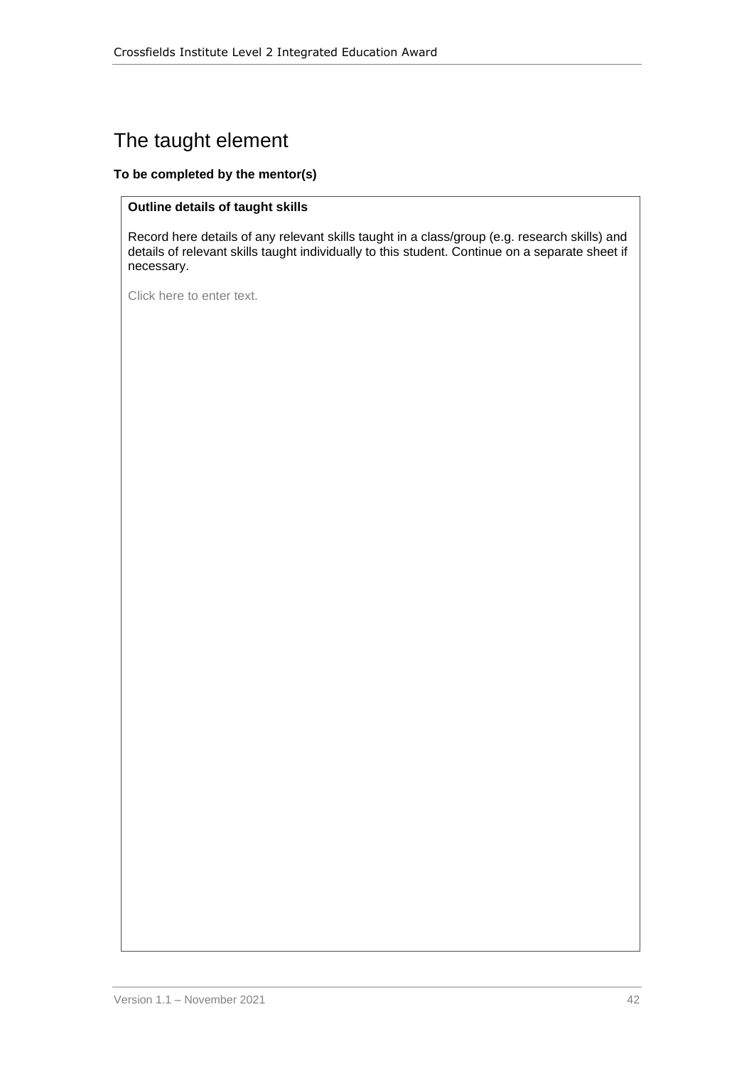# The taught element

**To be completed by the mentor(s)**

**Outline details of taught skills**

Record here details of any relevant skills taught in a class/group (e.g. research skills) and details of relevant skills taught individually to this student. Continue on a separate sheet if necessary.

Click here to enter text.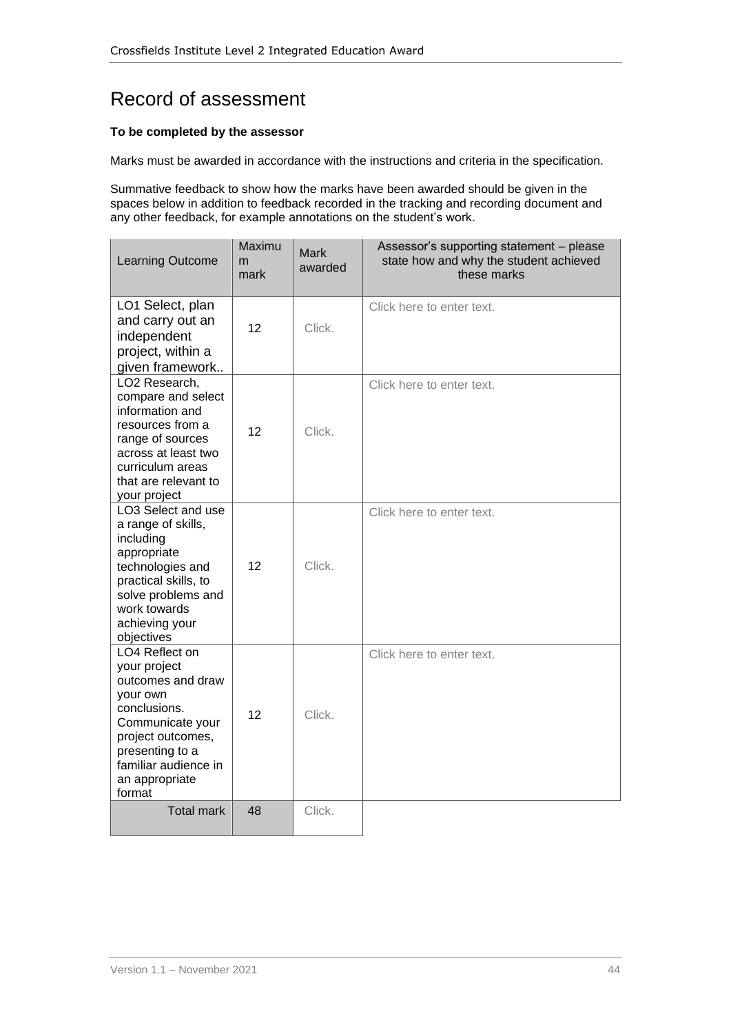# Record of assessment

**To be completed by the assessor**

Marks must be awarded in accordance with the instructions and criteria in the specification.

Summative feedback to show how the marks have been awarded should be given in the spaces below in addition to feedback recorded in the tracking and recording document and any other feedback, for example annotations on the student's work.

| Learning Outcome | Maximum mark | Mark awarded | Assessor's supporting statement – please state how and why the student achieved these marks |
|---|---|---|---|
| LO1 Select, plan and carry out an independent project, within a given framework.. | 12 | Click. | Click here to enter text. |
| LO2 Research, compare and select information and resources from a range of sources across at least two curriculum areas that are relevant to your project | 12 | Click. | Click here to enter text. |
| LO3 Select and use a range of skills, including appropriate technologies and practical skills, to solve problems and work towards achieving your objectives | 12 | Click. | Click here to enter text. |
| LO4 Reflect on your project outcomes and draw your own conclusions. Communicate your project outcomes, presenting to a familiar audience in an appropriate format | 12 | Click. | Click here to enter text. |
| Total mark | 48 | Click. | |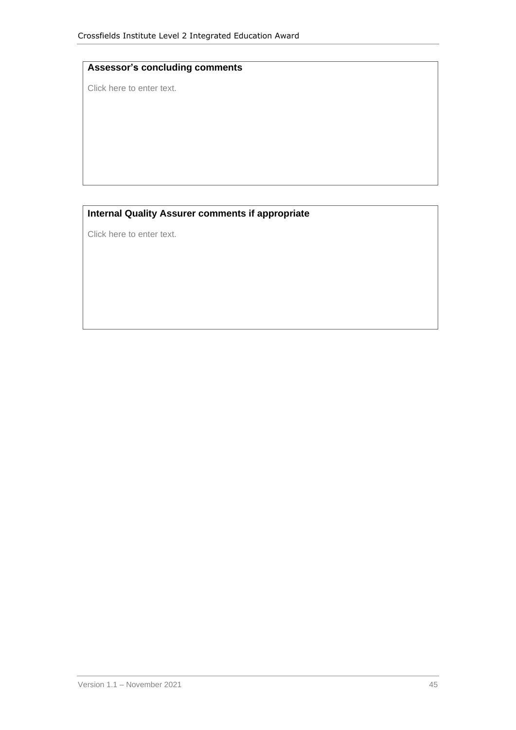| **Assessor's concluding comments** |
| --- |
| Click here to enter text. |

| **Internal Quality Assurer comments if appropriate** |
| --- |
| Click here to enter text. |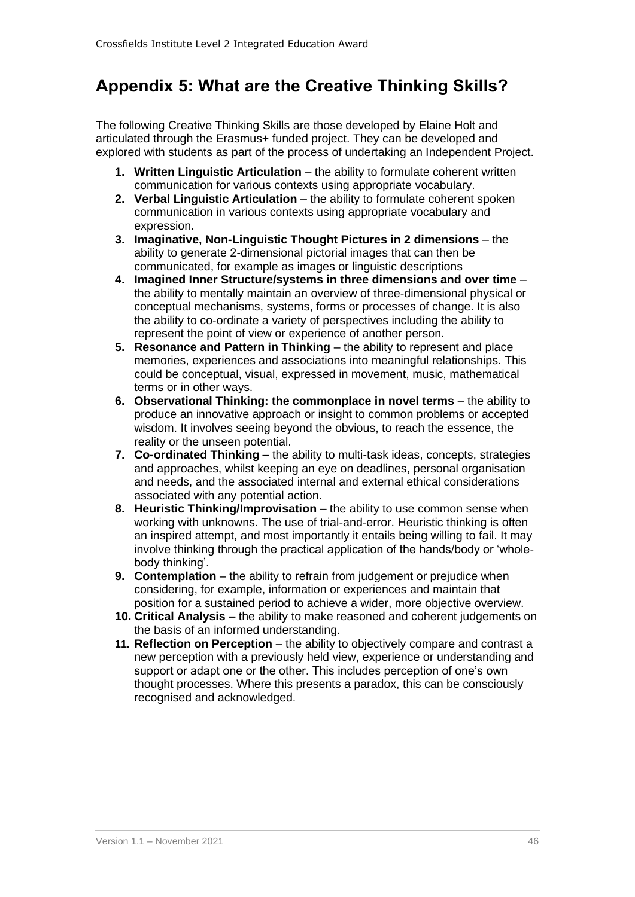# Appendix 5: What are the Creative Thinking Skills?

The following Creative Thinking Skills are those developed by Elaine Holt and articulated through the Erasmus+ funded project. They can be developed and explored with students as part of the process of undertaking an Independent Project.

1. **Written Linguistic Articulation** – the ability to formulate coherent written communication for various contexts using appropriate vocabulary.
2. **Verbal Linguistic Articulation** – the ability to formulate coherent spoken communication in various contexts using appropriate vocabulary and expression.
3. **Imaginative, Non-Linguistic Thought Pictures in 2 dimensions** – the ability to generate 2-dimensional pictorial images that can then be communicated, for example as images or linguistic descriptions
4. **Imagined Inner Structure/systems in three dimensions and over time** – the ability to mentally maintain an overview of three-dimensional physical or conceptual mechanisms, systems, forms or processes of change. It is also the ability to co-ordinate a variety of perspectives including the ability to represent the point of view or experience of another person.
5. **Resonance and Pattern in Thinking** – the ability to represent and place memories, experiences and associations into meaningful relationships. This could be conceptual, visual, expressed in movement, music, mathematical terms or in other ways.
6. **Observational Thinking: the commonplace in novel terms** – the ability to produce an innovative approach or insight to common problems or accepted wisdom. It involves seeing beyond the obvious, to reach the essence, the reality or the unseen potential.
7. **Co-ordinated Thinking –** the ability to multi-task ideas, concepts, strategies and approaches, whilst keeping an eye on deadlines, personal organisation and needs, and the associated internal and external ethical considerations associated with any potential action.
8. **Heuristic Thinking/Improvisation –** the ability to use common sense when working with unknowns. The use of trial-and-error. Heuristic thinking is often an inspired attempt, and most importantly it entails being willing to fail. It may involve thinking through the practical application of the hands/body or 'whole-body thinking'.
9. **Contemplation** – the ability to refrain from judgement or prejudice when considering, for example, information or experiences and maintain that position for a sustained period to achieve a wider, more objective overview.
10. **Critical Analysis –** the ability to make reasoned and coherent judgements on the basis of an informed understanding.
11. **Reflection on Perception** – the ability to objectively compare and contrast a new perception with a previously held view, experience or understanding and support or adapt one or the other. This includes perception of one's own thought processes. Where this presents a paradox, this can be consciously recognised and acknowledged.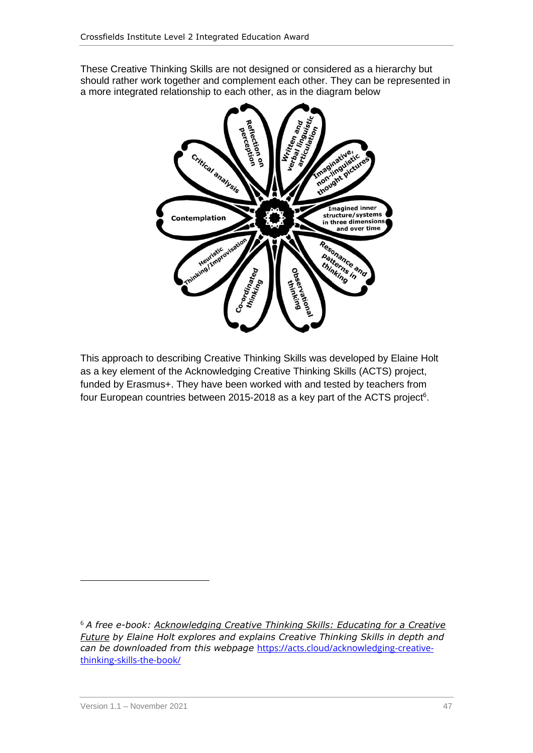These Creative Thinking Skills are not designed or considered as a hierarchy but should rather work together and complement each other. They can be represented in a more integrated relationship to each other, as in the diagram below

Reflection on perception

Written and verbal linguistic articulation

Imaginative, non-linguistic thought pictures

Imagined inner structure/systems in three dimensions and over time

Resonance and Patterns in thinking

Observational thinking

Co-ordinated thinking

Heuristic Thinking/Improvisation

Contemplation

Critical analysis

This approach to describing Creative Thinking Skills was developed by Elaine Holt as a key element of the Acknowledging Creative Thinking Skills (ACTS) project, funded by Erasmus+. They have been worked with and tested by teachers from four European countries between 2015-2018 as a key part of the ACTS project[6].

[6] *A free e-book: Acknowledging Creative Thinking Skills: Educating for a Creative Future by Elaine Holt explores and explains Creative Thinking Skills in depth and can be downloaded from this webpage* https://acts.cloud/acknowledging-creative-thinking-skills-the-book/